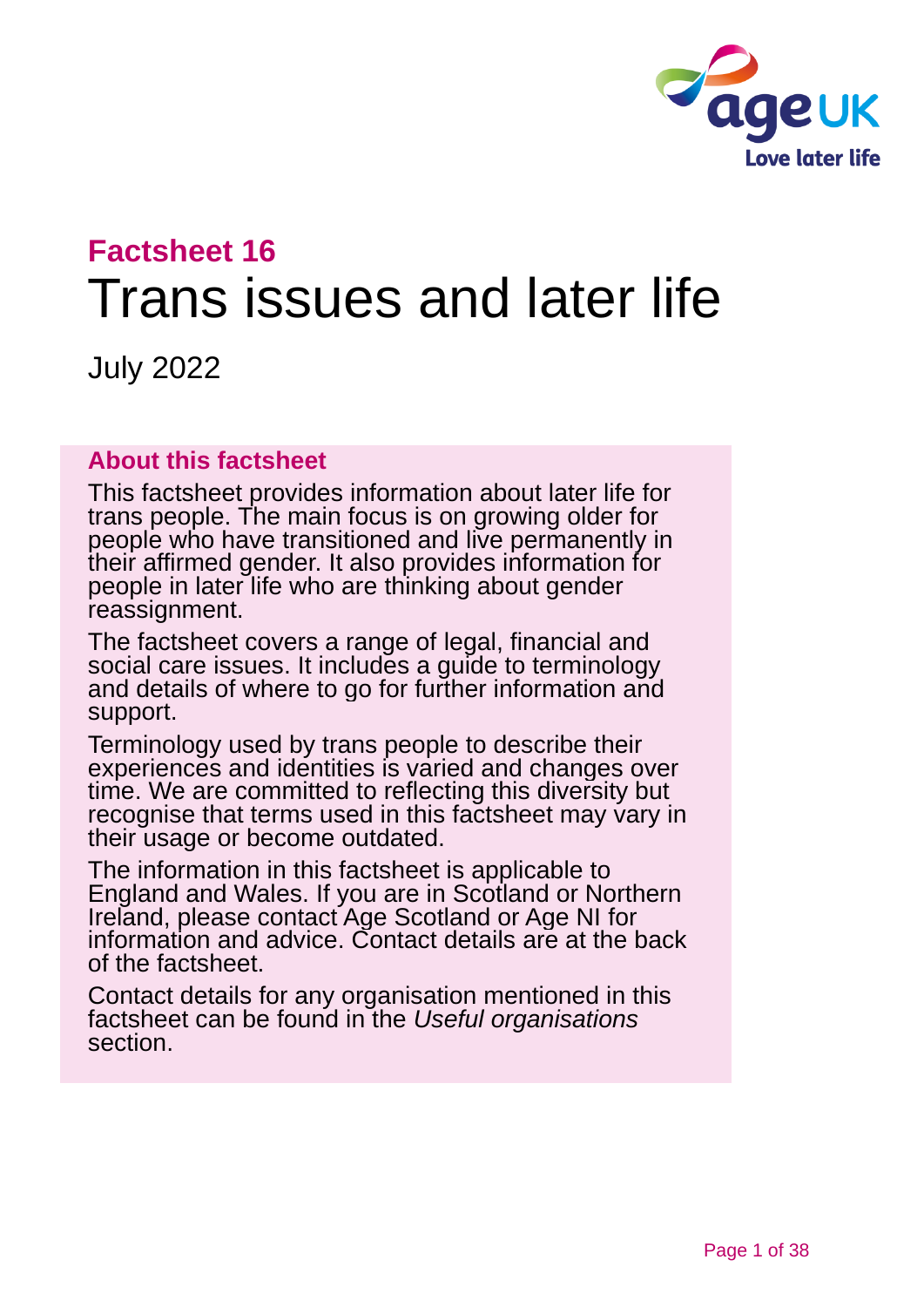## Factsheet 16

# Trans issues and later life

July 2022

### About this factsheet

This factsheet provides information about later life for trans people. The main focus is on growing older for people who have transitioned and live permanently in their affirmed gender. It also provides information for people in later life who are thinking about gender reassignment.

The factsheet covers a range of legal, financial and social care issues. It includes a guide to terminology and details of where to go for further information and support.

Terminology used by trans people to describe their experiences and identities is varied and changes over time. We are committed to reflecting this diversity but recognise that terms used in this factsheet may vary in their usage or become outdated.

The information in this factsheet is applicable to England and Wales. If you are in Scotland or Northern Ireland, please contact Age Scotland or Age NI for information and advice. Contact details are at the back of the factsheet.

Contact details for any organisation mentioned in this factsheet can be found in the *Useful organisations* section.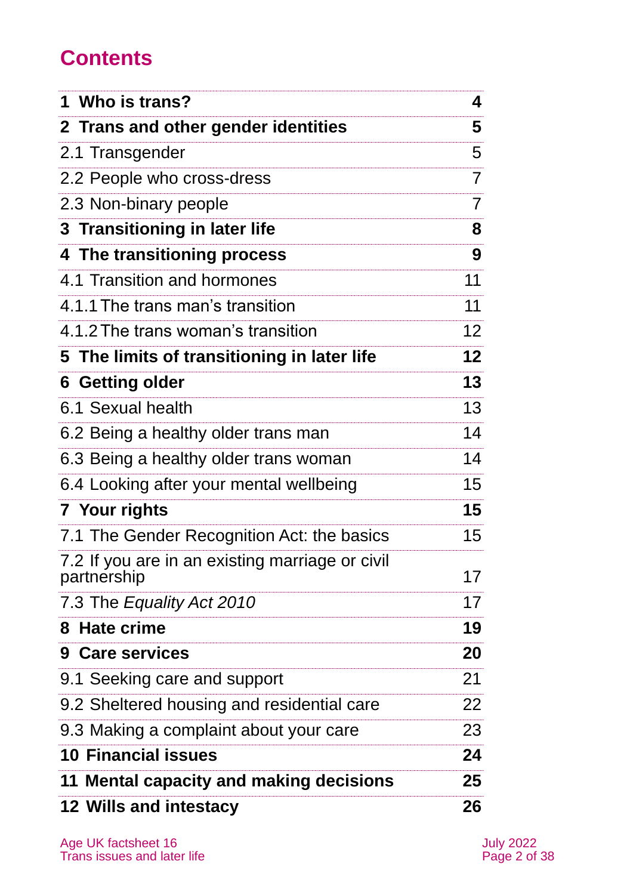# Contents

| | |
|---|---|
| **1 Who is trans?** | **4** |
| **2 Trans and other gender identities** | **5** |
| 2.1 Transgender | 5 |
| 2.2 People who cross-dress | 7 |
| 2.3 Non-binary people | 7 |
| **3 Transitioning in later life** | **8** |
| **4 The transitioning process** | **9** |
| 4.1 Transition and hormones | 11 |
| 4.1.1 The trans man's transition | 11 |
| 4.1.2 The trans woman's transition | 12 |
| **5 The limits of transitioning in later life** | **12** |
| **6 Getting older** | **13** |
| 6.1 Sexual health | 13 |
| 6.2 Being a healthy older trans man | 14 |
| 6.3 Being a healthy older trans woman | 14 |
| 6.4 Looking after your mental wellbeing | 15 |
| **7 Your rights** | **15** |
| 7.1 The Gender Recognition Act: the basics | 15 |
| 7.2 If you are in an existing marriage or civil partnership | 17 |
| 7.3 The *Equality Act 2010* | 17 |
| **8 Hate crime** | **19** |
| **9 Care services** | **20** |
| 9.1 Seeking care and support | 21 |
| 9.2 Sheltered housing and residential care | 22 |
| 9.3 Making a complaint about your care | 23 |
| **10 Financial issues** | **24** |
| **11 Mental capacity and making decisions** | **25** |
| **12 Wills and intestacy** | **26** |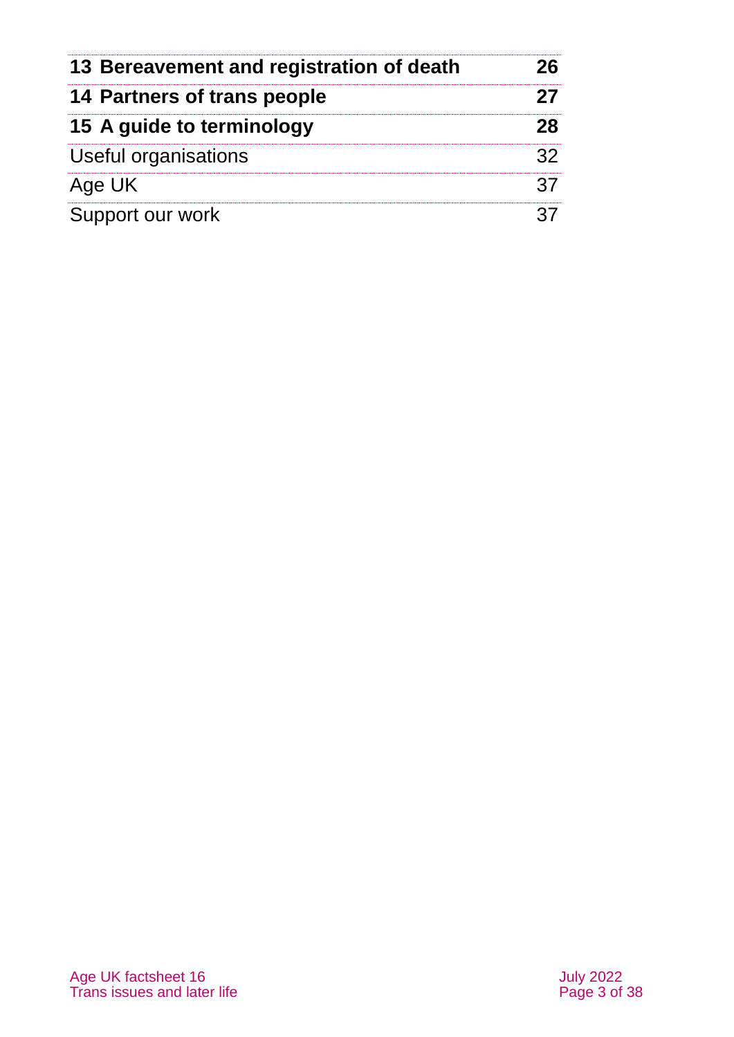| | |
|---|---|
| **13 Bereavement and registration of death** | **26** |
| **14 Partners of trans people** | **27** |
| **15 A guide to terminology** | **28** |
| Useful organisations | 32 |
| Age UK | 37 |
| Support our work | 37 |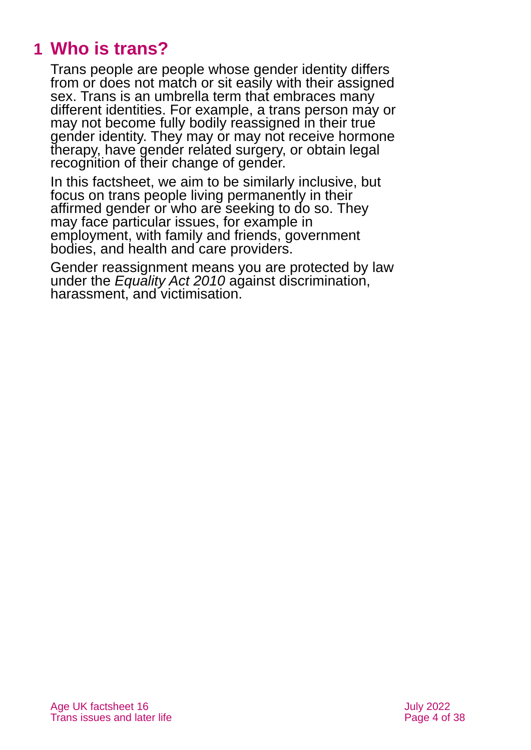# 1 Who is trans?

Trans people are people whose gender identity differs from or does not match or sit easily with their assigned sex. Trans is an umbrella term that embraces many different identities. For example, a trans person may or may not become fully bodily reassigned in their true gender identity. They may or may not receive hormone therapy, have gender related surgery, or obtain legal recognition of their change of gender.

In this factsheet, we aim to be similarly inclusive, but focus on trans people living permanently in their affirmed gender or who are seeking to do so. They may face particular issues, for example in employment, with family and friends, government bodies, and health and care providers.

Gender reassignment means you are protected by law under the *Equality Act 2010* against discrimination, harassment, and victimisation.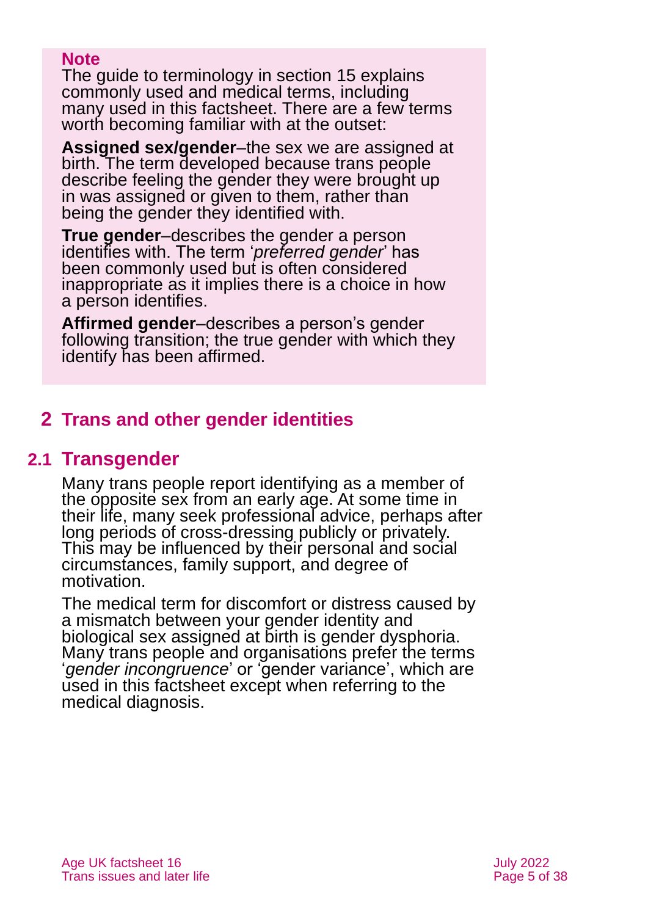**Note**

The guide to terminology in section 15 explains commonly used and medical terms, including many used in this factsheet. There are a few terms worth becoming familiar with at the outset:

**Assigned sex/gender**–the sex we are assigned at birth. The term developed because trans people describe feeling the gender they were brought up in was assigned or given to them, rather than being the gender they identified with.

**True gender**–describes the gender a person identifies with. The term '*preferred gender*' has been commonly used but is often considered inappropriate as it implies there is a choice in how a person identifies.

**Affirmed gender**–describes a person's gender following transition; the true gender with which they identify has been affirmed.

## 2 Trans and other gender identities

### 2.1 Transgender

Many trans people report identifying as a member of the opposite sex from an early age. At some time in their life, many seek professional advice, perhaps after long periods of cross-dressing publicly or privately. This may be influenced by their personal and social circumstances, family support, and degree of motivation.

The medical term for discomfort or distress caused by a mismatch between your gender identity and biological sex assigned at birth is gender dysphoria. Many trans people and organisations prefer the terms '*gender incongruence*' or 'gender variance', which are used in this factsheet except when referring to the medical diagnosis.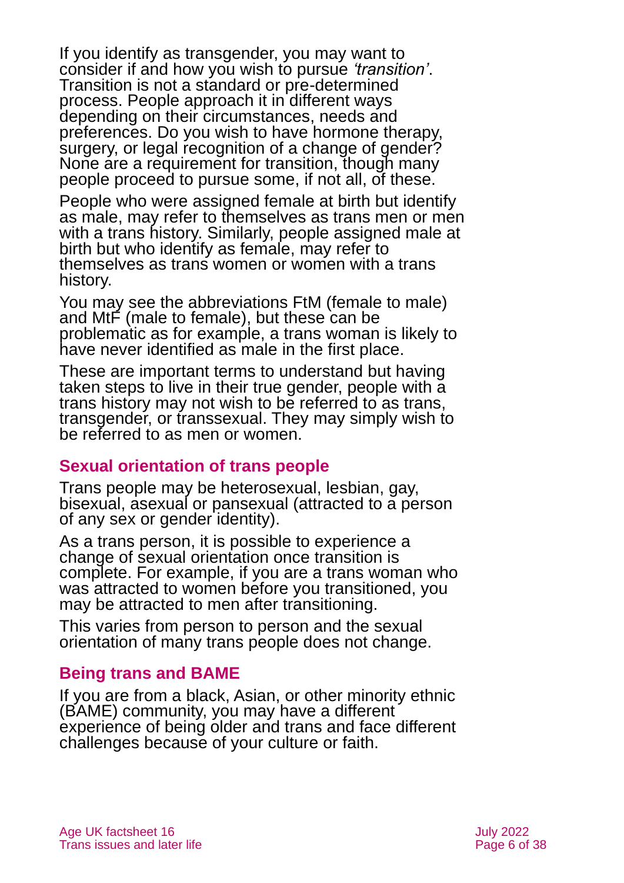If you identify as transgender, you may want to consider if and how you wish to pursue *'transition'*. Transition is not a standard or pre-determined process. People approach it in different ways depending on their circumstances, needs and preferences. Do you wish to have hormone therapy, surgery, or legal recognition of a change of gender? None are a requirement for transition, though many people proceed to pursue some, if not all, of these.

People who were assigned female at birth but identify as male, may refer to themselves as trans men or men with a trans history. Similarly, people assigned male at birth but who identify as female, may refer to themselves as trans women or women with a trans history.

You may see the abbreviations FtM (female to male) and MtF (male to female), but these can be problematic as for example, a trans woman is likely to have never identified as male in the first place.

These are important terms to understand but having taken steps to live in their true gender, people with a trans history may not wish to be referred to as trans, transgender, or transsexual. They may simply wish to be referred to as men or women.

## Sexual orientation of trans people

Trans people may be heterosexual, lesbian, gay, bisexual, asexual or pansexual (attracted to a person of any sex or gender identity).

As a trans person, it is possible to experience a change of sexual orientation once transition is complete. For example, if you are a trans woman who was attracted to women before you transitioned, you may be attracted to men after transitioning.

This varies from person to person and the sexual orientation of many trans people does not change.

## Being trans and BAME

If you are from a black, Asian, or other minority ethnic (BAME) community, you may have a different experience of being older and trans and face different challenges because of your culture or faith.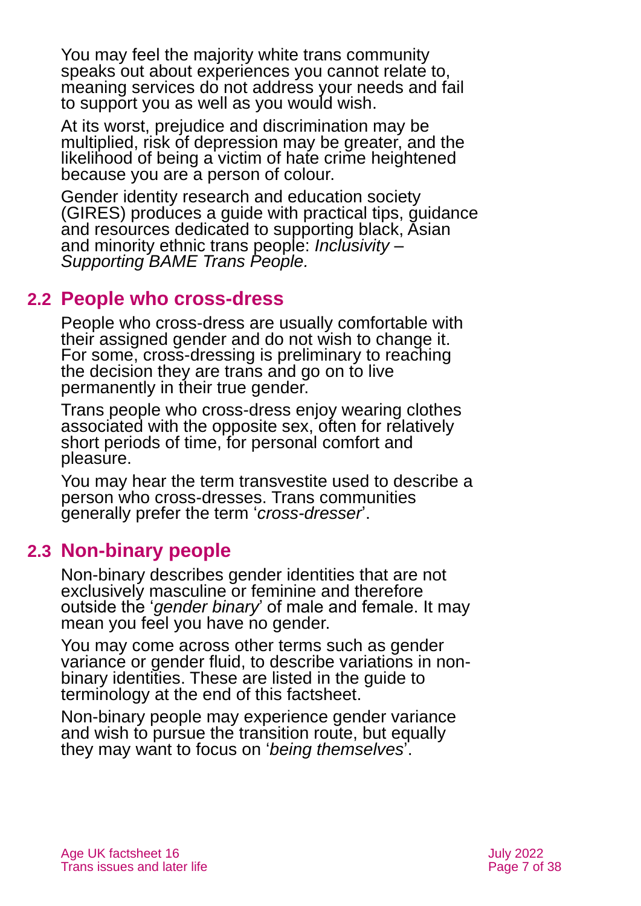You may feel the majority white trans community speaks out about experiences you cannot relate to, meaning services do not address your needs and fail to support you as well as you would wish.

At its worst, prejudice and discrimination may be multiplied, risk of depression may be greater, and the likelihood of being a victim of hate crime heightened because you are a person of colour.

Gender identity research and education society (GIRES) produces a guide with practical tips, guidance and resources dedicated to supporting black, Asian and minority ethnic trans people: *Inclusivity – Supporting BAME Trans People.*

## 2.2 People who cross-dress

People who cross-dress are usually comfortable with their assigned gender and do not wish to change it. For some, cross-dressing is preliminary to reaching the decision they are trans and go on to live permanently in their true gender.

Trans people who cross-dress enjoy wearing clothes associated with the opposite sex, often for relatively short periods of time, for personal comfort and pleasure.

You may hear the term transvestite used to describe a person who cross-dresses. Trans communities generally prefer the term '*cross-dresser*'.

## 2.3 Non-binary people

Non-binary describes gender identities that are not exclusively masculine or feminine and therefore outside the '*gender binary*' of male and female. It may mean you feel you have no gender.

You may come across other terms such as gender variance or gender fluid, to describe variations in non-binary identities. These are listed in the guide to terminology at the end of this factsheet.

Non-binary people may experience gender variance and wish to pursue the transition route, but equally they may want to focus on '*being themselves*'.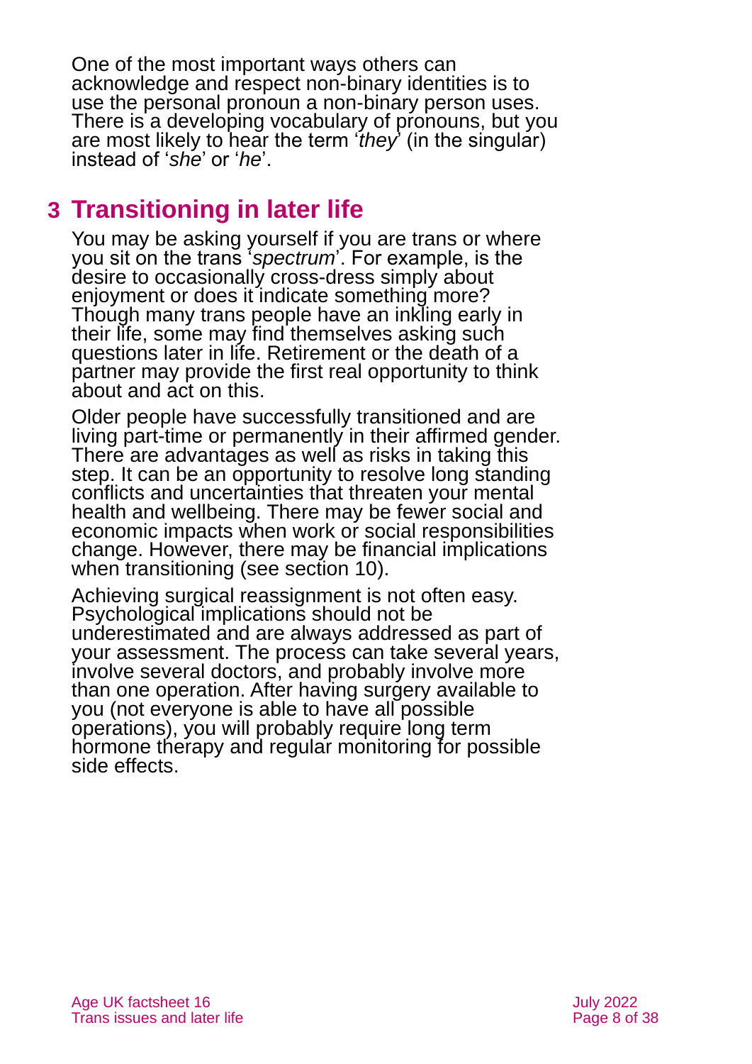One of the most important ways others can acknowledge and respect non-binary identities is to use the personal pronoun a non-binary person uses. There is a developing vocabulary of pronouns, but you are most likely to hear the term '*they*' (in the singular) instead of '*she*' or '*he*'.

## 3 Transitioning in later life

You may be asking yourself if you are trans or where you sit on the trans '*spectrum*'. For example, is the desire to occasionally cross-dress simply about enjoyment or does it indicate something more? Though many trans people have an inkling early in their life, some may find themselves asking such questions later in life. Retirement or the death of a partner may provide the first real opportunity to think about and act on this.

Older people have successfully transitioned and are living part-time or permanently in their affirmed gender. There are advantages as well as risks in taking this step. It can be an opportunity to resolve long standing conflicts and uncertainties that threaten your mental health and wellbeing. There may be fewer social and economic impacts when work or social responsibilities change. However, there may be financial implications when transitioning (see section 10).

Achieving surgical reassignment is not often easy. Psychological implications should not be underestimated and are always addressed as part of your assessment. The process can take several years, involve several doctors, and probably involve more than one operation. After having surgery available to you (not everyone is able to have all possible operations), you will probably require long term hormone therapy and regular monitoring for possible side effects.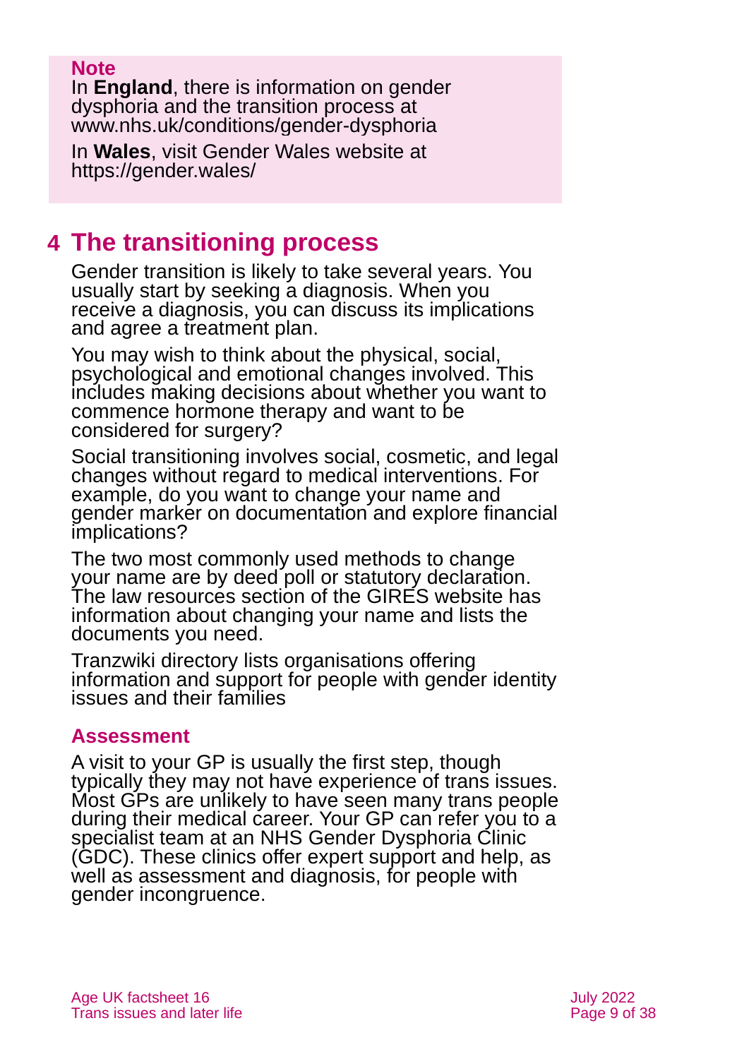**Note**

In **England**, there is information on gender dysphoria and the transition process at www.nhs.uk/conditions/gender-dysphoria

In **Wales**, visit Gender Wales website at https://gender.wales/

## 4 The transitioning process

Gender transition is likely to take several years. You usually start by seeking a diagnosis. When you receive a diagnosis, you can discuss its implications and agree a treatment plan.

You may wish to think about the physical, social, psychological and emotional changes involved. This includes making decisions about whether you want to commence hormone therapy and want to be considered for surgery?

Social transitioning involves social, cosmetic, and legal changes without regard to medical interventions. For example, do you want to change your name and gender marker on documentation and explore financial implications?

The two most commonly used methods to change your name are by deed poll or statutory declaration. The law resources section of the GIRES website has information about changing your name and lists the documents you need.

Tranzwiki directory lists organisations offering information and support for people with gender identity issues and their families

### Assessment

A visit to your GP is usually the first step, though typically they may not have experience of trans issues. Most GPs are unlikely to have seen many trans people during their medical career. Your GP can refer you to a specialist team at an NHS Gender Dysphoria Clinic (GDC). These clinics offer expert support and help, as well as assessment and diagnosis, for people with gender incongruence.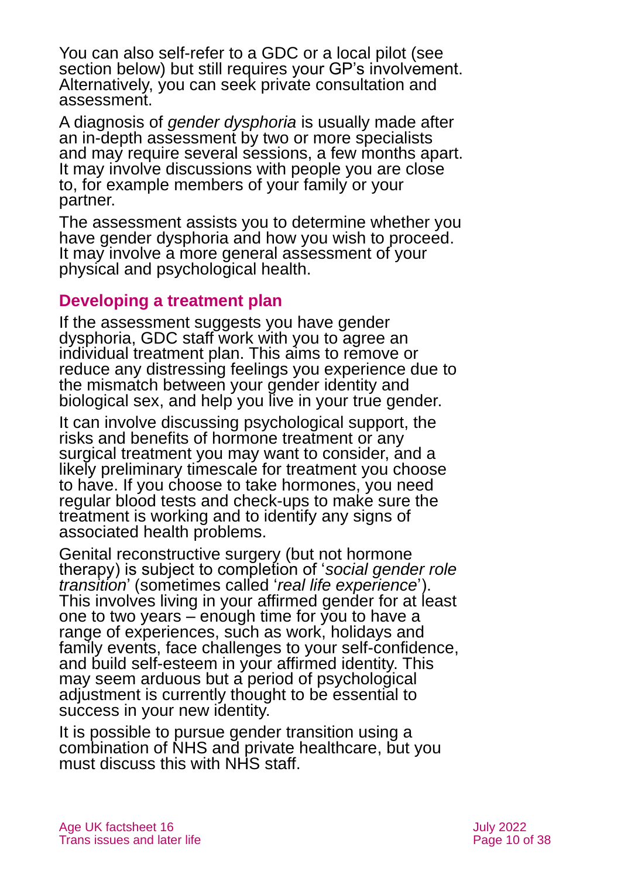You can also self-refer to a GDC or a local pilot (see section below) but still requires your GP's involvement. Alternatively, you can seek private consultation and assessment.

A diagnosis of *gender dysphoria* is usually made after an in-depth assessment by two or more specialists and may require several sessions, a few months apart. It may involve discussions with people you are close to, for example members of your family or your partner.

The assessment assists you to determine whether you have gender dysphoria and how you wish to proceed. It may involve a more general assessment of your physical and psychological health.

### Developing a treatment plan

If the assessment suggests you have gender dysphoria, GDC staff work with you to agree an individual treatment plan. This aims to remove or reduce any distressing feelings you experience due to the mismatch between your gender identity and biological sex, and help you live in your true gender.

It can involve discussing psychological support, the risks and benefits of hormone treatment or any surgical treatment you may want to consider, and a likely preliminary timescale for treatment you choose to have. If you choose to take hormones, you need regular blood tests and check-ups to make sure the treatment is working and to identify any signs of associated health problems.

Genital reconstructive surgery (but not hormone therapy) is subject to completion of '*social gender role transition*' (sometimes called '*real life experience*'). This involves living in your affirmed gender for at least one to two years – enough time for you to have a range of experiences, such as work, holidays and family events, face challenges to your self-confidence, and build self-esteem in your affirmed identity. This may seem arduous but a period of psychological adjustment is currently thought to be essential to success in your new identity.

It is possible to pursue gender transition using a combination of NHS and private healthcare, but you must discuss this with NHS staff.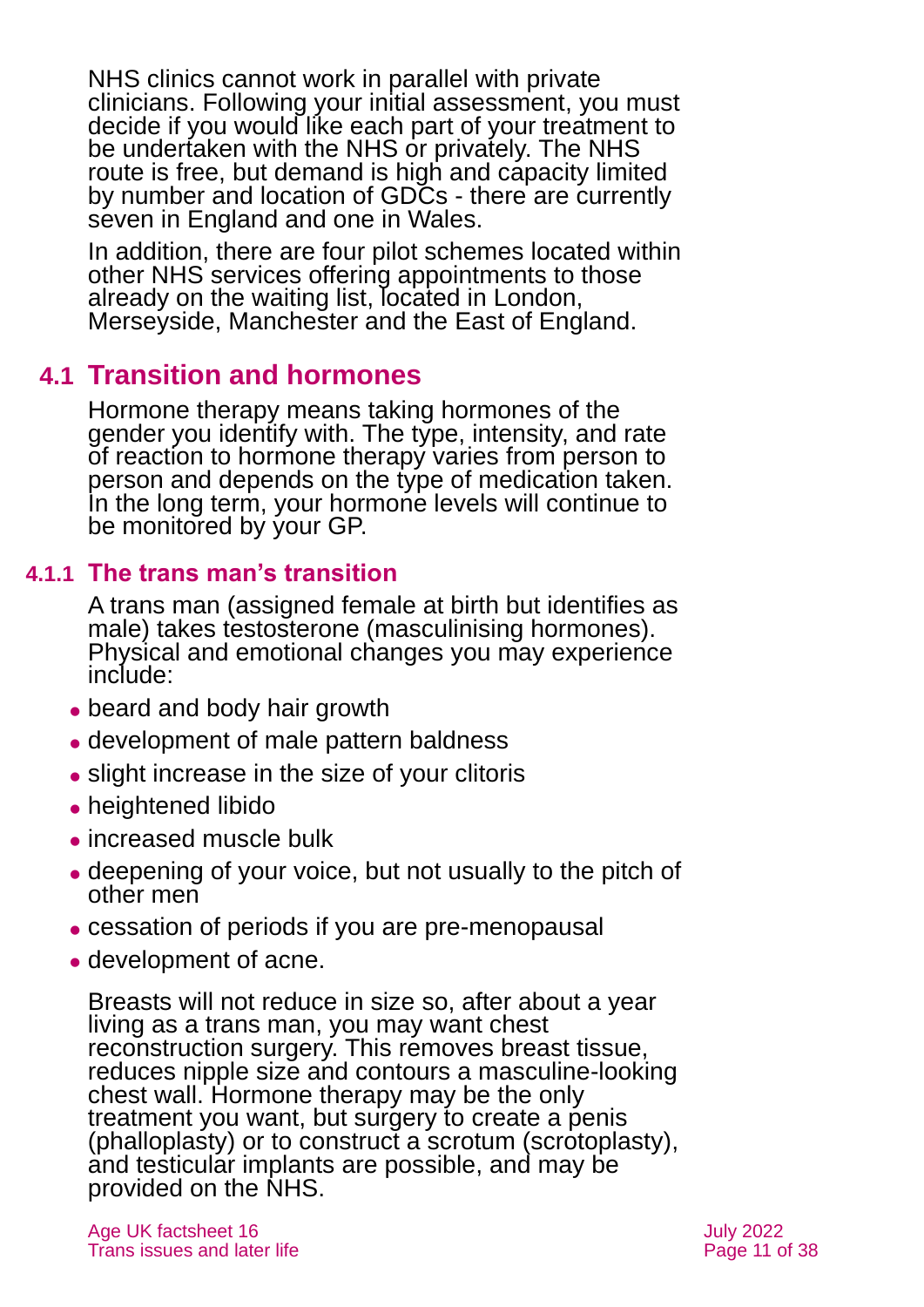NHS clinics cannot work in parallel with private clinicians. Following your initial assessment, you must decide if you would like each part of your treatment to be undertaken with the NHS or privately. The NHS route is free, but demand is high and capacity limited by number and location of GDCs - there are currently seven in England and one in Wales.

In addition, there are four pilot schemes located within other NHS services offering appointments to those already on the waiting list, located in London, Merseyside, Manchester and the East of England.

## 4.1 Transition and hormones

Hormone therapy means taking hormones of the gender you identify with. The type, intensity, and rate of reaction to hormone therapy varies from person to person and depends on the type of medication taken. In the long term, your hormone levels will continue to be monitored by your GP.

### 4.1.1 The trans man's transition

A trans man (assigned female at birth but identifies as male) takes testosterone (masculinising hormones). Physical and emotional changes you may experience include:

- beard and body hair growth
- development of male pattern baldness
- slight increase in the size of your clitoris
- heightened libido
- increased muscle bulk
- deepening of your voice, but not usually to the pitch of other men
- cessation of periods if you are pre-menopausal
- development of acne.

Breasts will not reduce in size so, after about a year living as a trans man, you may want chest reconstruction surgery. This removes breast tissue, reduces nipple size and contours a masculine-looking chest wall. Hormone therapy may be the only treatment you want, but surgery to create a penis (phalloplasty) or to construct a scrotum (scrotoplasty), and testicular implants are possible, and may be provided on the NHS.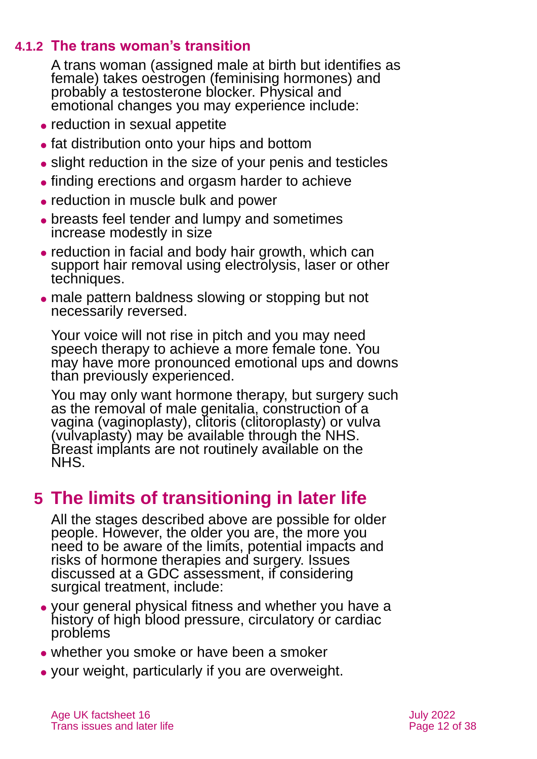### 4.1.2 The trans woman's transition

A trans woman (assigned male at birth but identifies as female) takes oestrogen (feminising hormones) and probably a testosterone blocker. Physical and emotional changes you may experience include:

- reduction in sexual appetite
- fat distribution onto your hips and bottom
- slight reduction in the size of your penis and testicles
- finding erections and orgasm harder to achieve
- reduction in muscle bulk and power
- breasts feel tender and lumpy and sometimes increase modestly in size
- reduction in facial and body hair growth, which can support hair removal using electrolysis, laser or other techniques.
- male pattern baldness slowing or stopping but not necessarily reversed.

Your voice will not rise in pitch and you may need speech therapy to achieve a more female tone. You may have more pronounced emotional ups and downs than previously experienced.

You may only want hormone therapy, but surgery such as the removal of male genitalia, construction of a vagina (vaginoplasty), clitoris (clitoroplasty) or vulva (vulvaplasty) may be available through the NHS. Breast implants are not routinely available on the NHS.

# 5 The limits of transitioning in later life

All the stages described above are possible for older people. However, the older you are, the more you need to be aware of the limits, potential impacts and risks of hormone therapies and surgery. Issues discussed at a GDC assessment, if considering surgical treatment, include:

- your general physical fitness and whether you have a history of high blood pressure, circulatory or cardiac problems
- whether you smoke or have been a smoker
- your weight, particularly if you are overweight.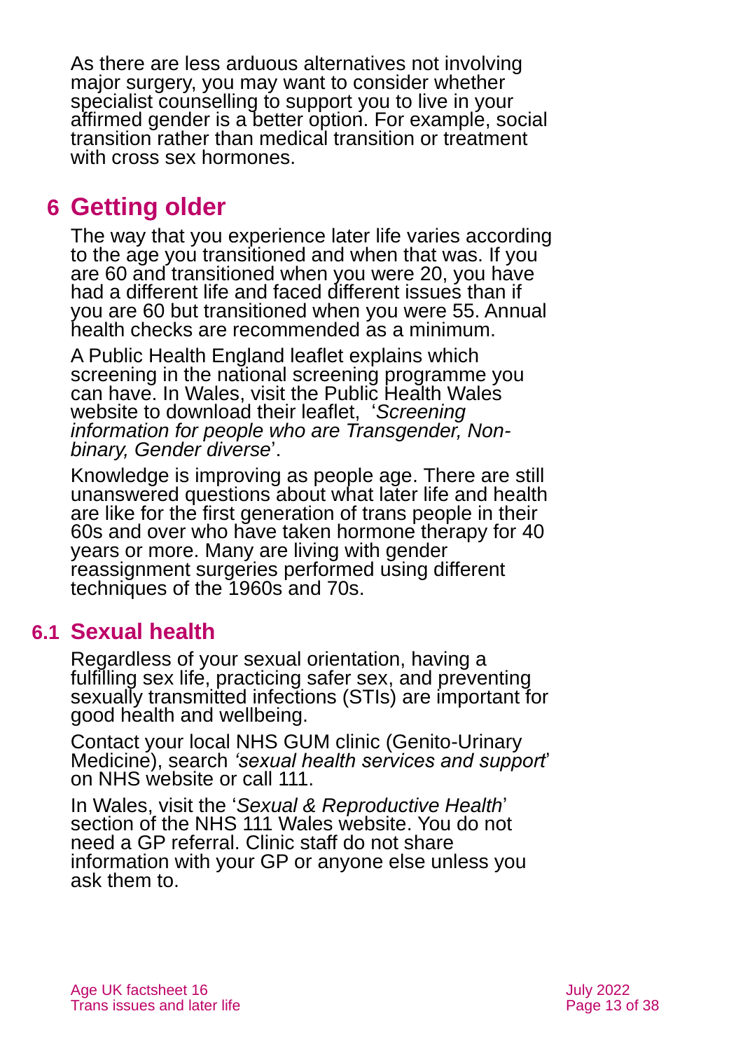As there are less arduous alternatives not involving major surgery, you may want to consider whether specialist counselling to support you to live in your affirmed gender is a better option. For example, social transition rather than medical transition or treatment with cross sex hormones.

# 6 Getting older

The way that you experience later life varies according to the age you transitioned and when that was. If you are 60 and transitioned when you were 20, you have had a different life and faced different issues than if you are 60 but transitioned when you were 55. Annual health checks are recommended as a minimum.

A Public Health England leaflet explains which screening in the national screening programme you can have. In Wales, visit the Public Health Wales website to download their leaflet, '*Screening information for people who are Transgender, Non-binary, Gender diverse*'.

Knowledge is improving as people age. There are still unanswered questions about what later life and health are like for the first generation of trans people in their 60s and over who have taken hormone therapy for 40 years or more. Many are living with gender reassignment surgeries performed using different techniques of the 1960s and 70s.

## 6.1 Sexual health

Regardless of your sexual orientation, having a fulfilling sex life, practicing safer sex, and preventing sexually transmitted infections (STIs) are important for good health and wellbeing.

Contact your local NHS GUM clinic (Genito-Urinary Medicine), search *'sexual health services and support*' on NHS website or call 111.

In Wales, visit the '*Sexual & Reproductive Health*' section of the NHS 111 Wales website. You do not need a GP referral. Clinic staff do not share information with your GP or anyone else unless you ask them to.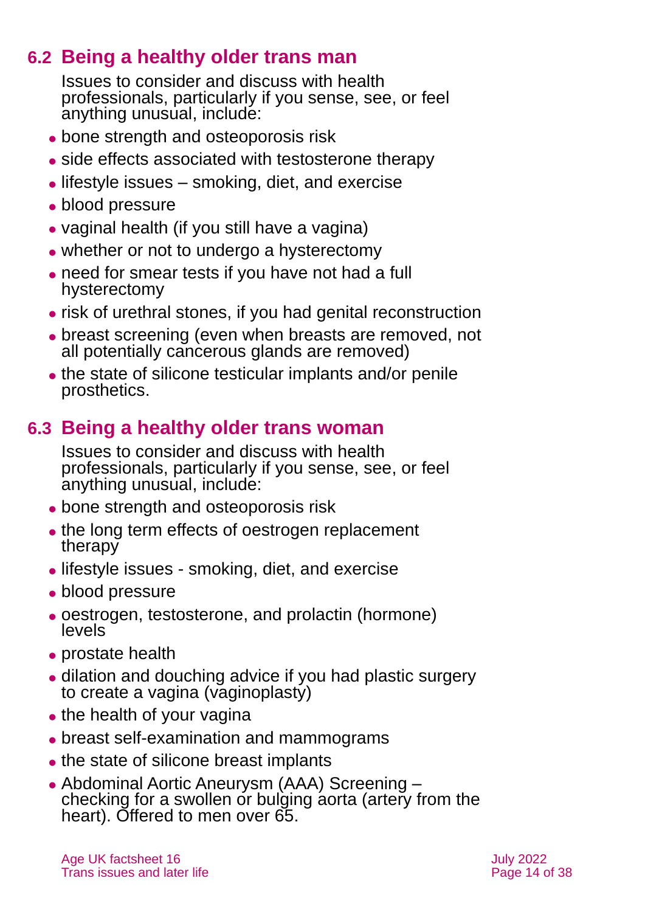## 6.2 Being a healthy older trans man

Issues to consider and discuss with health professionals, particularly if you sense, see, or feel anything unusual, include:

- bone strength and osteoporosis risk
- side effects associated with testosterone therapy
- lifestyle issues – smoking, diet, and exercise
- blood pressure
- vaginal health (if you still have a vagina)
- whether or not to undergo a hysterectomy
- need for smear tests if you have not had a full hysterectomy
- risk of urethral stones, if you had genital reconstruction
- breast screening (even when breasts are removed, not all potentially cancerous glands are removed)
- the state of silicone testicular implants and/or penile prosthetics.

## 6.3 Being a healthy older trans woman

Issues to consider and discuss with health professionals, particularly if you sense, see, or feel anything unusual, include:

- bone strength and osteoporosis risk
- the long term effects of oestrogen replacement therapy
- lifestyle issues - smoking, diet, and exercise
- blood pressure
- oestrogen, testosterone, and prolactin (hormone) levels
- prostate health
- dilation and douching advice if you had plastic surgery to create a vagina (vaginoplasty)
- the health of your vagina
- breast self-examination and mammograms
- the state of silicone breast implants
- Abdominal Aortic Aneurysm (AAA) Screening – checking for a swollen or bulging aorta (artery from the heart). Offered to men over 65.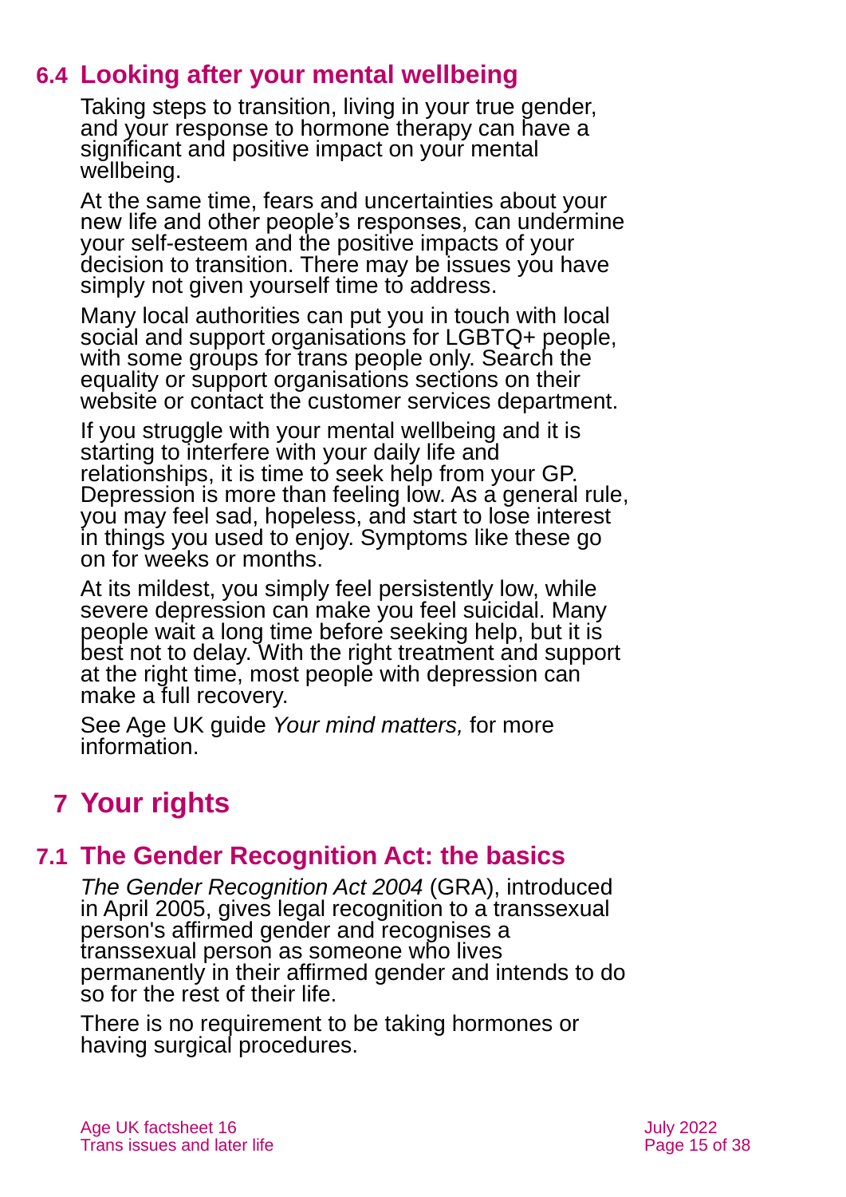## 6.4 Looking after your mental wellbeing

Taking steps to transition, living in your true gender, and your response to hormone therapy can have a significant and positive impact on your mental wellbeing.

At the same time, fears and uncertainties about your new life and other people's responses, can undermine your self-esteem and the positive impacts of your decision to transition. There may be issues you have simply not given yourself time to address.

Many local authorities can put you in touch with local social and support organisations for LGBTQ+ people, with some groups for trans people only. Search the equality or support organisations sections on their website or contact the customer services department.

If you struggle with your mental wellbeing and it is starting to interfere with your daily life and relationships, it is time to seek help from your GP. Depression is more than feeling low. As a general rule, you may feel sad, hopeless, and start to lose interest in things you used to enjoy. Symptoms like these go on for weeks or months.

At its mildest, you simply feel persistently low, while severe depression can make you feel suicidal. Many people wait a long time before seeking help, but it is best not to delay. With the right treatment and support at the right time, most people with depression can make a full recovery.

See Age UK guide *Your mind matters,* for more information.

# 7 Your rights

## 7.1 The Gender Recognition Act: the basics

*The Gender Recognition Act 2004* (GRA), introduced in April 2005, gives legal recognition to a transsexual person's affirmed gender and recognises a transsexual person as someone who lives permanently in their affirmed gender and intends to do so for the rest of their life.

There is no requirement to be taking hormones or having surgical procedures.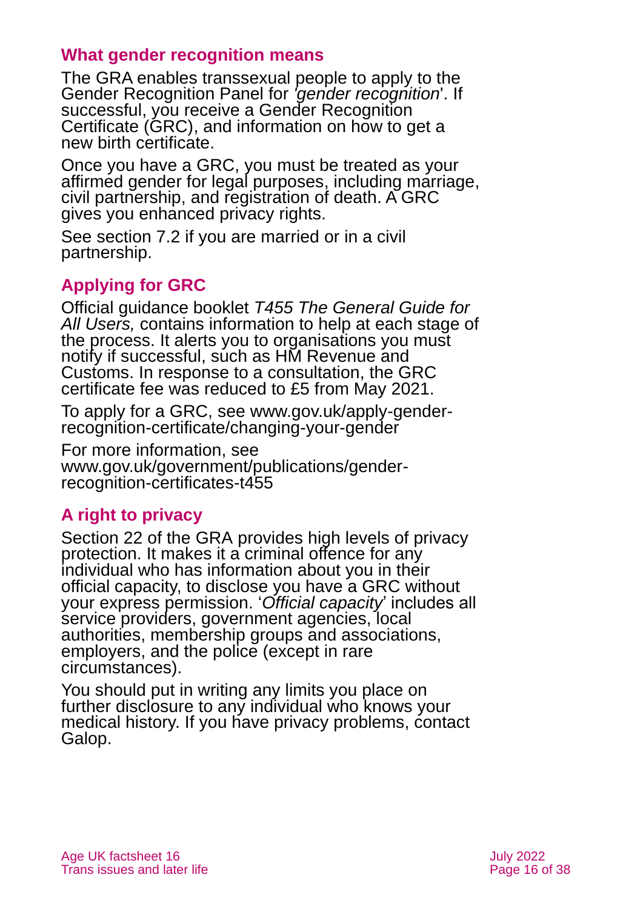## What gender recognition means

The GRA enables transsexual people to apply to the Gender Recognition Panel for '*gender recognition*'. If successful, you receive a Gender Recognition Certificate (GRC), and information on how to get a new birth certificate.

Once you have a GRC, you must be treated as your affirmed gender for legal purposes, including marriage, civil partnership, and registration of death. A GRC gives you enhanced privacy rights.

See section 7.2 if you are married or in a civil partnership.

## Applying for GRC

Official guidance booklet *T455 The General Guide for All Users,* contains information to help at each stage of the process. It alerts you to organisations you must notify if successful, such as HM Revenue and Customs. In response to a consultation, the GRC certificate fee was reduced to £5 from May 2021.

To apply for a GRC, see www.gov.uk/apply-gender-recognition-certificate/changing-your-gender

For more information, see www.gov.uk/government/publications/gender-recognition-certificates-t455

## A right to privacy

Section 22 of the GRA provides high levels of privacy protection. It makes it a criminal offence for any individual who has information about you in their official capacity, to disclose you have a GRC without your express permission. '*Official capacity*' includes all service providers, government agencies, local authorities, membership groups and associations, employers, and the police (except in rare circumstances).

You should put in writing any limits you place on further disclosure to any individual who knows your medical history. If you have privacy problems, contact Galop.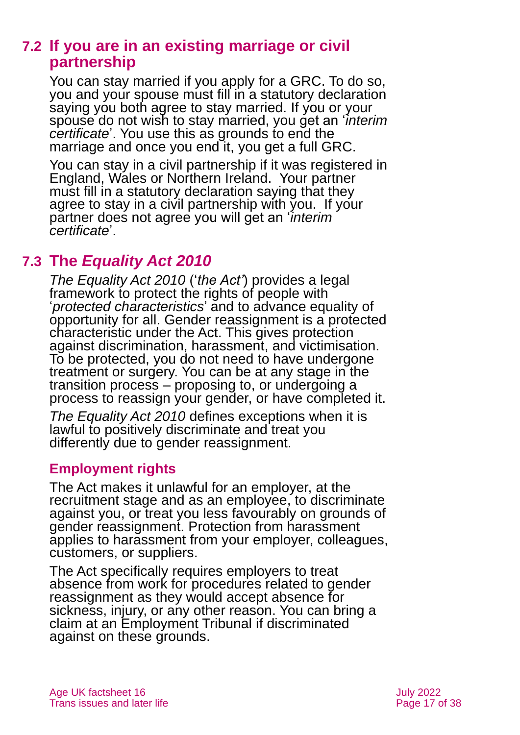## 7.2 If you are in an existing marriage or civil partnership

You can stay married if you apply for a GRC. To do so, you and your spouse must fill in a statutory declaration saying you both agree to stay married. If you or your spouse do not wish to stay married, you get an '*interim certificate*'. You use this as grounds to end the marriage and once you end it, you get a full GRC.

You can stay in a civil partnership if it was registered in England, Wales or Northern Ireland. Your partner must fill in a statutory declaration saying that they agree to stay in a civil partnership with you. If your partner does not agree you will get an '*interim certificate*'.

## 7.3 The *Equality Act 2010*

*The Equality Act 2010* ('*the Act'*) provides a legal framework to protect the rights of people with '*protected characteristics*' and to advance equality of opportunity for all. Gender reassignment is a protected characteristic under the Act. This gives protection against discrimination, harassment, and victimisation. To be protected, you do not need to have undergone treatment or surgery. You can be at any stage in the transition process – proposing to, or undergoing a process to reassign your gender, or have completed it.

*The Equality Act 2010* defines exceptions when it is lawful to positively discriminate and treat you differently due to gender reassignment.

### Employment rights

The Act makes it unlawful for an employer, at the recruitment stage and as an employee, to discriminate against you, or treat you less favourably on grounds of gender reassignment. Protection from harassment applies to harassment from your employer, colleagues, customers, or suppliers.

The Act specifically requires employers to treat absence from work for procedures related to gender reassignment as they would accept absence for sickness, injury, or any other reason. You can bring a claim at an Employment Tribunal if discriminated against on these grounds.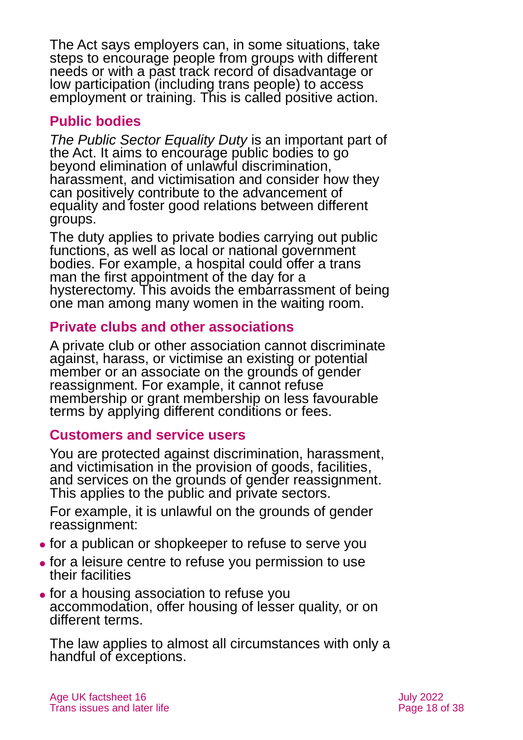The Act says employers can, in some situations, take steps to encourage people from groups with different needs or with a past track record of disadvantage or low participation (including trans people) to access employment or training. This is called positive action.

### Public bodies

*The Public Sector Equality Duty* is an important part of the Act. It aims to encourage public bodies to go beyond elimination of unlawful discrimination, harassment, and victimisation and consider how they can positively contribute to the advancement of equality and foster good relations between different groups.

The duty applies to private bodies carrying out public functions, as well as local or national government bodies. For example, a hospital could offer a trans man the first appointment of the day for a hysterectomy. This avoids the embarrassment of being one man among many women in the waiting room.

### Private clubs and other associations

A private club or other association cannot discriminate against, harass, or victimise an existing or potential member or an associate on the grounds of gender reassignment. For example, it cannot refuse membership or grant membership on less favourable terms by applying different conditions or fees.

### Customers and service users

You are protected against discrimination, harassment, and victimisation in the provision of goods, facilities, and services on the grounds of gender reassignment. This applies to the public and private sectors.

For example, it is unlawful on the grounds of gender reassignment:

- for a publican or shopkeeper to refuse to serve you
- for a leisure centre to refuse you permission to use their facilities
- for a housing association to refuse you accommodation, offer housing of lesser quality, or on different terms.

The law applies to almost all circumstances with only a handful of exceptions.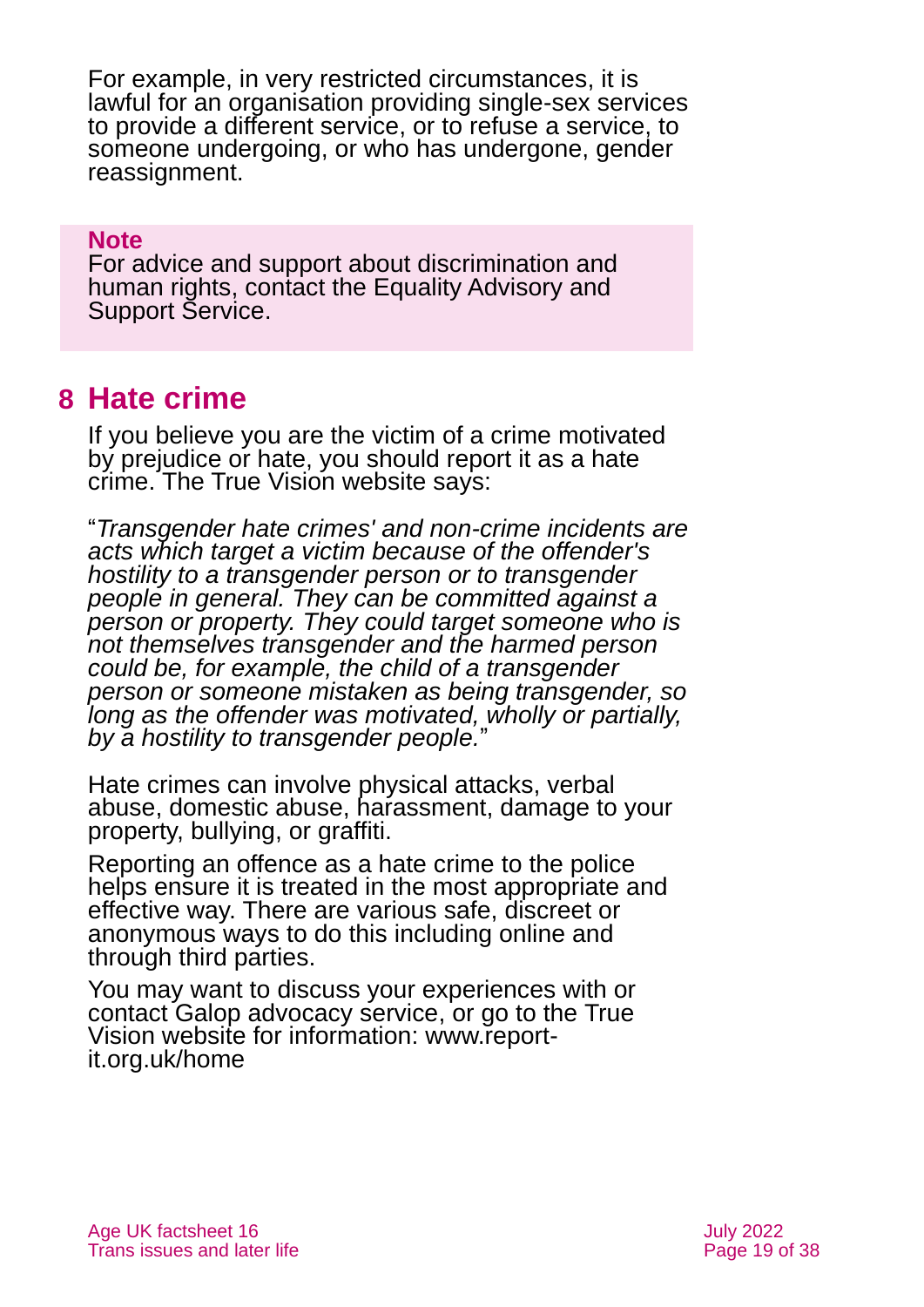For example, in very restricted circumstances, it is lawful for an organisation providing single-sex services to provide a different service, or to refuse a service, to someone undergoing, or who has undergone, gender reassignment.

> **Note**
> For advice and support about discrimination and human rights, contact the Equality Advisory and Support Service.

## 8 Hate crime

If you believe you are the victim of a crime motivated by prejudice or hate, you should report it as a hate crime. The True Vision website says:

"*Transgender hate crimes' and non-crime incidents are acts which target a victim because of the offender's hostility to a transgender person or to transgender people in general. They can be committed against a person or property. They could target someone who is not themselves transgender and the harmed person could be, for example, the child of a transgender person or someone mistaken as being transgender, so long as the offender was motivated, wholly or partially, by a hostility to transgender people.*"

Hate crimes can involve physical attacks, verbal abuse, domestic abuse, harassment, damage to your property, bullying, or graffiti.

Reporting an offence as a hate crime to the police helps ensure it is treated in the most appropriate and effective way. There are various safe, discreet or anonymous ways to do this including online and through third parties.

You may want to discuss your experiences with or contact Galop advocacy service, or go to the True Vision website for information: www.report-it.org.uk/home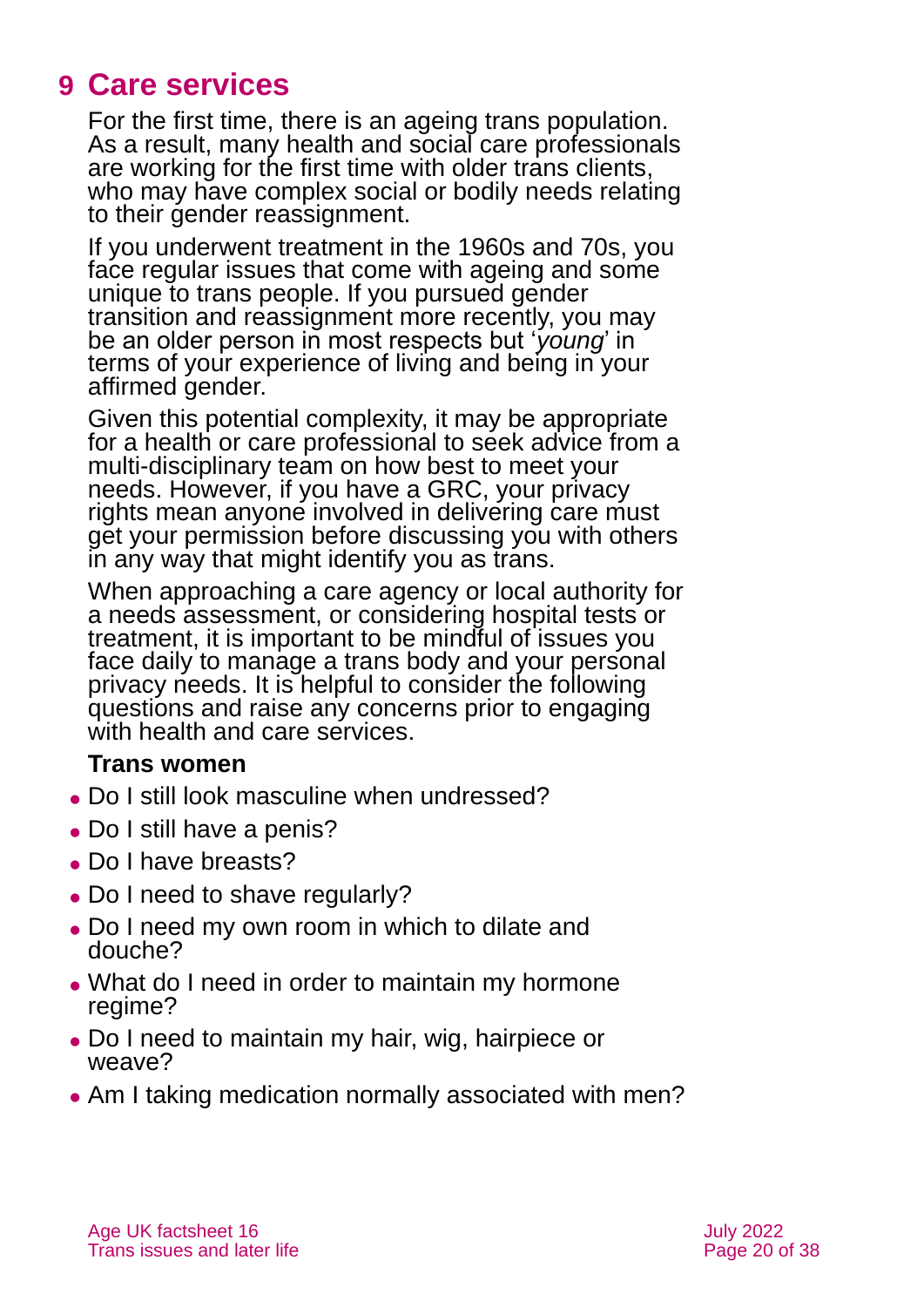# 9 Care services

For the first time, there is an ageing trans population. As a result, many health and social care professionals are working for the first time with older trans clients, who may have complex social or bodily needs relating to their gender reassignment.

If you underwent treatment in the 1960s and 70s, you face regular issues that come with ageing and some unique to trans people. If you pursued gender transition and reassignment more recently, you may be an older person in most respects but '*young*' in terms of your experience of living and being in your affirmed gender.

Given this potential complexity, it may be appropriate for a health or care professional to seek advice from a multi-disciplinary team on how best to meet your needs. However, if you have a GRC, your privacy rights mean anyone involved in delivering care must get your permission before discussing you with others in any way that might identify you as trans.

When approaching a care agency or local authority for a needs assessment, or considering hospital tests or treatment, it is important to be mindful of issues you face daily to manage a trans body and your personal privacy needs. It is helpful to consider the following questions and raise any concerns prior to engaging with health and care services.

**Trans women**

- Do I still look masculine when undressed?
- Do I still have a penis?
- Do I have breasts?
- Do I need to shave regularly?
- Do I need my own room in which to dilate and douche?
- What do I need in order to maintain my hormone regime?
- Do I need to maintain my hair, wig, hairpiece or weave?
- Am I taking medication normally associated with men?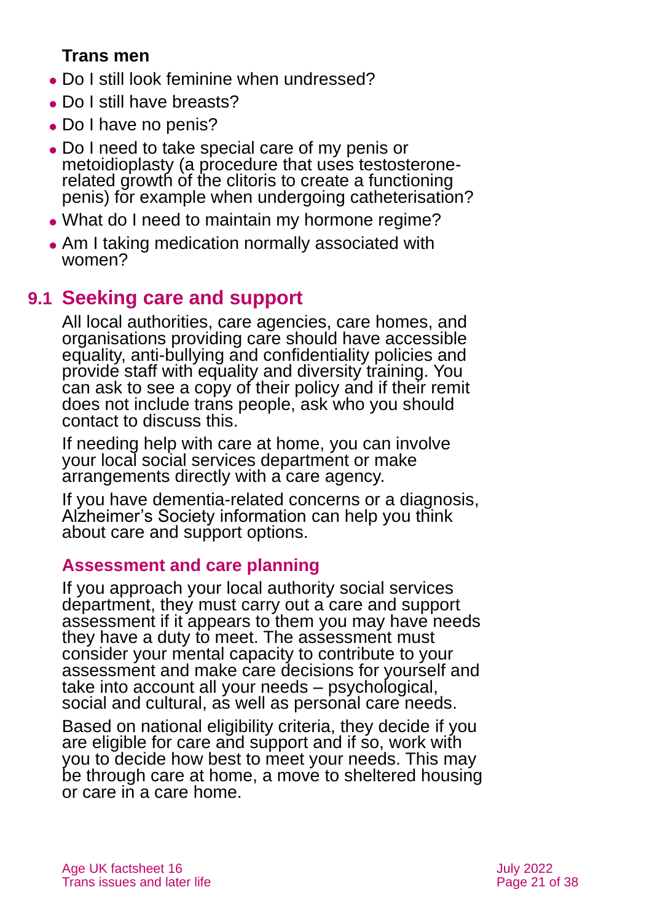**Trans men**

- Do I still look feminine when undressed?
- Do I still have breasts?
- Do I have no penis?
- Do I need to take special care of my penis or metoidioplasty (a procedure that uses testosterone-related growth of the clitoris to create a functioning penis) for example when undergoing catheterisation?
- What do I need to maintain my hormone regime?
- Am I taking medication normally associated with women?

## 9.1 Seeking care and support

All local authorities, care agencies, care homes, and organisations providing care should have accessible equality, anti-bullying and confidentiality policies and provide staff with equality and diversity training. You can ask to see a copy of their policy and if their remit does not include trans people, ask who you should contact to discuss this.

If needing help with care at home, you can involve your local social services department or make arrangements directly with a care agency.

If you have dementia-related concerns or a diagnosis, Alzheimer's Society information can help you think about care and support options.

### Assessment and care planning

If you approach your local authority social services department, they must carry out a care and support assessment if it appears to them you may have needs they have a duty to meet. The assessment must consider your mental capacity to contribute to your assessment and make care decisions for yourself and take into account all your needs – psychological, social and cultural, as well as personal care needs.

Based on national eligibility criteria, they decide if you are eligible for care and support and if so, work with you to decide how best to meet your needs. This may be through care at home, a move to sheltered housing or care in a care home.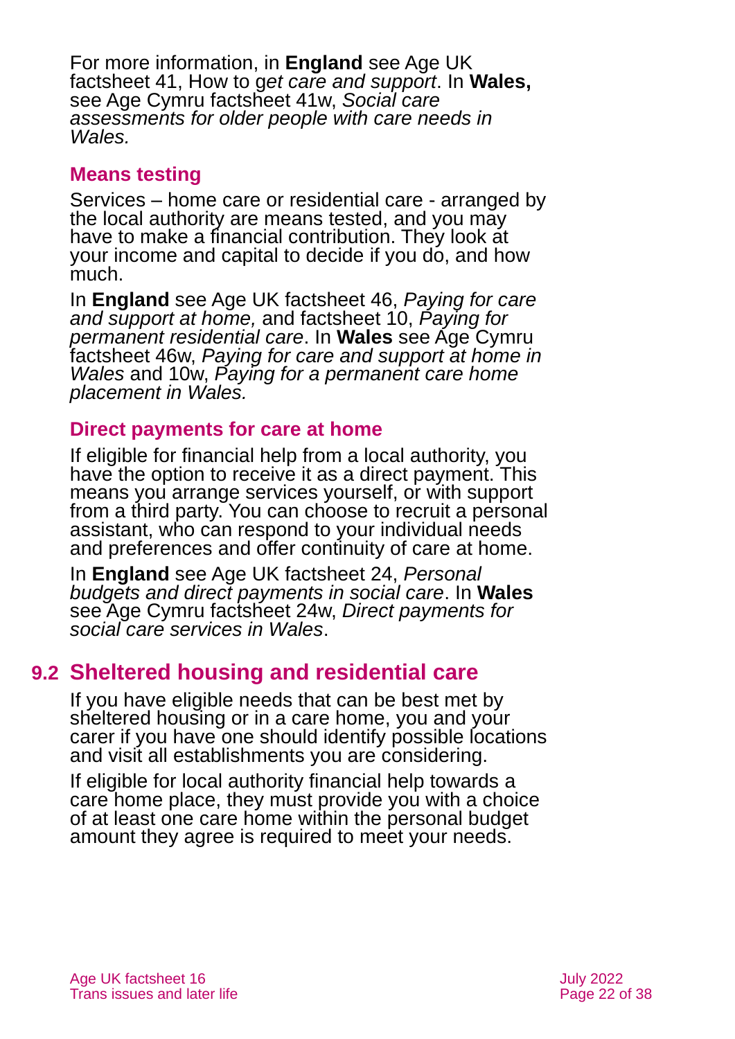For more information, in **England** see Age UK factsheet 41, How to g*et care and support*. In **Wales,** see Age Cymru factsheet 41w, *Social care assessments for older people with care needs in Wales.*

### Means testing

Services – home care or residential care - arranged by the local authority are means tested, and you may have to make a financial contribution. They look at your income and capital to decide if you do, and how much.

In **England** see Age UK factsheet 46, *Paying for care and support at home,* and factsheet 10, *Paying for permanent residential care*. In **Wales** see Age Cymru factsheet 46w, *Paying for care and support at home in Wales* and 10w, *Paying for a permanent care home placement in Wales.*

### Direct payments for care at home

If eligible for financial help from a local authority, you have the option to receive it as a direct payment. This means you arrange services yourself, or with support from a third party. You can choose to recruit a personal assistant, who can respond to your individual needs and preferences and offer continuity of care at home.

In **England** see Age UK factsheet 24, *Personal budgets and direct payments in social care*. In **Wales** see Age Cymru factsheet 24w, *Direct payments for social care services in Wales*.

## 9.2 Sheltered housing and residential care

If you have eligible needs that can be best met by sheltered housing or in a care home, you and your carer if you have one should identify possible locations and visit all establishments you are considering.

If eligible for local authority financial help towards a care home place, they must provide you with a choice of at least one care home within the personal budget amount they agree is required to meet your needs.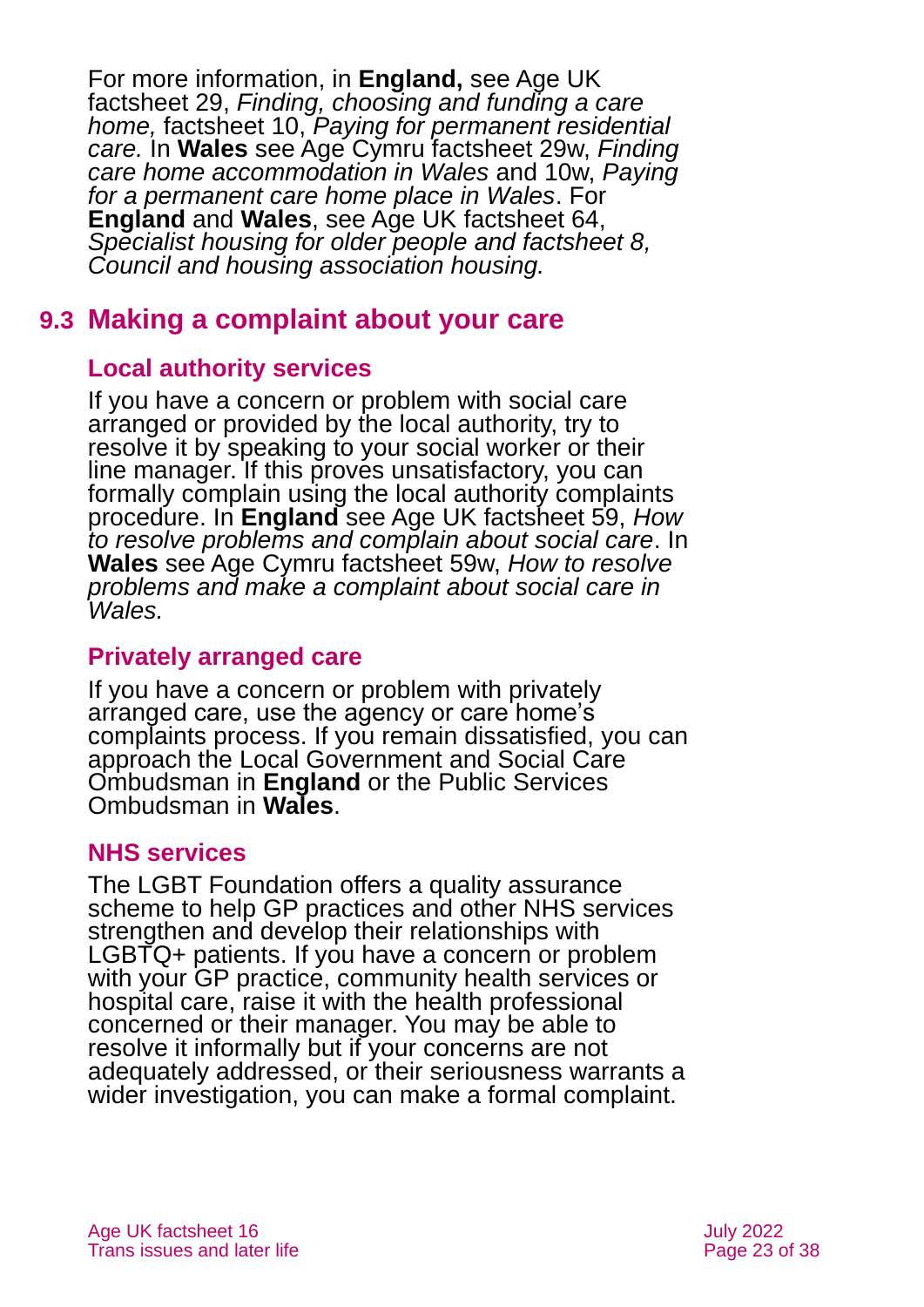For more information, in **England,** see Age UK factsheet 29, *Finding, choosing and funding a care home,* factsheet 10, *Paying for permanent residential care.* In **Wales** see Age Cymru factsheet 29w, *Finding care home accommodation in Wales* and 10w, *Paying for a permanent care home place in Wales*. For **England** and **Wales**, see Age UK factsheet 64, *Specialist housing for older people and factsheet 8, Council and housing association housing.*

## 9.3 Making a complaint about your care

### Local authority services

If you have a concern or problem with social care arranged or provided by the local authority, try to resolve it by speaking to your social worker or their line manager. If this proves unsatisfactory, you can formally complain using the local authority complaints procedure. In **England** see Age UK factsheet 59, *How to resolve problems and complain about social care*. In **Wales** see Age Cymru factsheet 59w, *How to resolve problems and make a complaint about social care in Wales.*

### Privately arranged care

If you have a concern or problem with privately arranged care, use the agency or care home's complaints process. If you remain dissatisfied, you can approach the Local Government and Social Care Ombudsman in **England** or the Public Services Ombudsman in **Wales**.

### NHS services

The LGBT Foundation offers a quality assurance scheme to help GP practices and other NHS services strengthen and develop their relationships with LGBTQ+ patients. If you have a concern or problem with your GP practice, community health services or hospital care, raise it with the health professional concerned or their manager. You may be able to resolve it informally but if your concerns are not adequately addressed, or their seriousness warrants a wider investigation, you can make a formal complaint.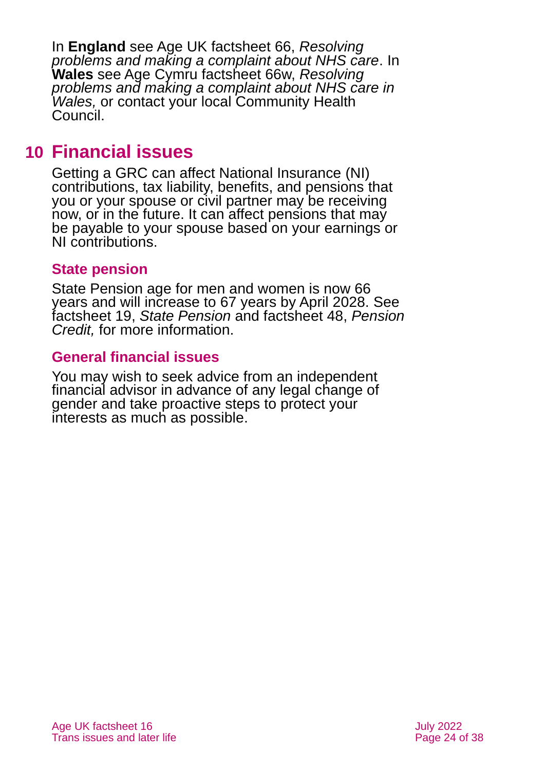In **England** see Age UK factsheet 66, *Resolving problems and making a complaint about NHS care*. In **Wales** see Age Cymru factsheet 66w, *Resolving problems and making a complaint about NHS care in Wales,* or contact your local Community Health Council.

# 10 Financial issues

Getting a GRC can affect National Insurance (NI) contributions, tax liability, benefits, and pensions that you or your spouse or civil partner may be receiving now, or in the future. It can affect pensions that may be payable to your spouse based on your earnings or NI contributions.

### State pension

State Pension age for men and women is now 66 years and will increase to 67 years by April 2028. See factsheet 19, *State Pension* and factsheet 48, *Pension Credit,* for more information.

### General financial issues

You may wish to seek advice from an independent financial advisor in advance of any legal change of gender and take proactive steps to protect your interests as much as possible.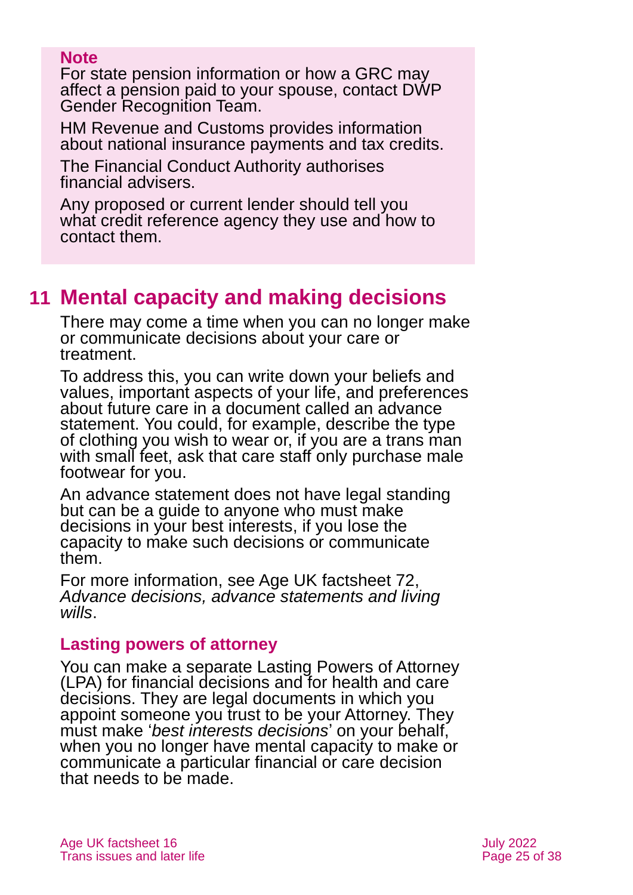**Note**

For state pension information or how a GRC may affect a pension paid to your spouse, contact DWP Gender Recognition Team.

HM Revenue and Customs provides information about national insurance payments and tax credits.

The Financial Conduct Authority authorises financial advisers.

Any proposed or current lender should tell you what credit reference agency they use and how to contact them.

## 11 Mental capacity and making decisions

There may come a time when you can no longer make or communicate decisions about your care or treatment.

To address this, you can write down your beliefs and values, important aspects of your life, and preferences about future care in a document called an advance statement. You could, for example, describe the type of clothing you wish to wear or, if you are a trans man with small feet, ask that care staff only purchase male footwear for you.

An advance statement does not have legal standing but can be a guide to anyone who must make decisions in your best interests, if you lose the capacity to make such decisions or communicate them.

For more information, see Age UK factsheet 72, *Advance decisions, advance statements and living wills*.

### Lasting powers of attorney

You can make a separate Lasting Powers of Attorney (LPA) for financial decisions and for health and care decisions. They are legal documents in which you appoint someone you trust to be your Attorney. They must make '*best interests decisions*' on your behalf, when you no longer have mental capacity to make or communicate a particular financial or care decision that needs to be made.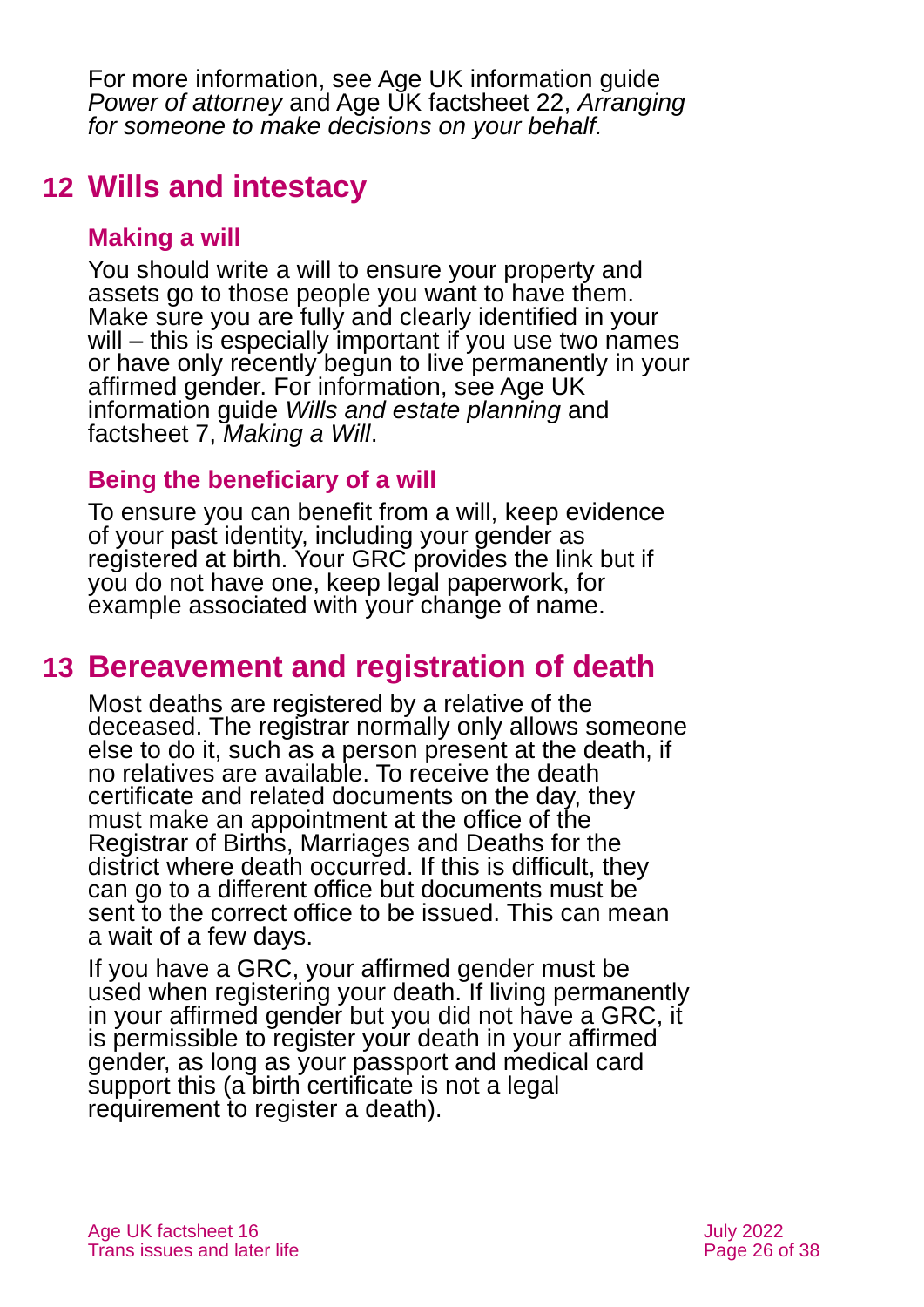For more information, see Age UK information guide *Power of attorney* and Age UK factsheet 22, *Arranging for someone to make decisions on your behalf.*

## 12 Wills and intestacy

### Making a will

You should write a will to ensure your property and assets go to those people you want to have them. Make sure you are fully and clearly identified in your will – this is especially important if you use two names or have only recently begun to live permanently in your affirmed gender. For information, see Age UK information guide *Wills and estate planning* and factsheet 7, *Making a Will*.

### Being the beneficiary of a will

To ensure you can benefit from a will, keep evidence of your past identity, including your gender as registered at birth. Your GRC provides the link but if you do not have one, keep legal paperwork, for example associated with your change of name.

## 13 Bereavement and registration of death

Most deaths are registered by a relative of the deceased. The registrar normally only allows someone else to do it, such as a person present at the death, if no relatives are available. To receive the death certificate and related documents on the day, they must make an appointment at the office of the Registrar of Births, Marriages and Deaths for the district where death occurred. If this is difficult, they can go to a different office but documents must be sent to the correct office to be issued. This can mean a wait of a few days.

If you have a GRC, your affirmed gender must be used when registering your death. If living permanently in your affirmed gender but you did not have a GRC, it is permissible to register your death in your affirmed gender, as long as your passport and medical card support this (a birth certificate is not a legal requirement to register a death).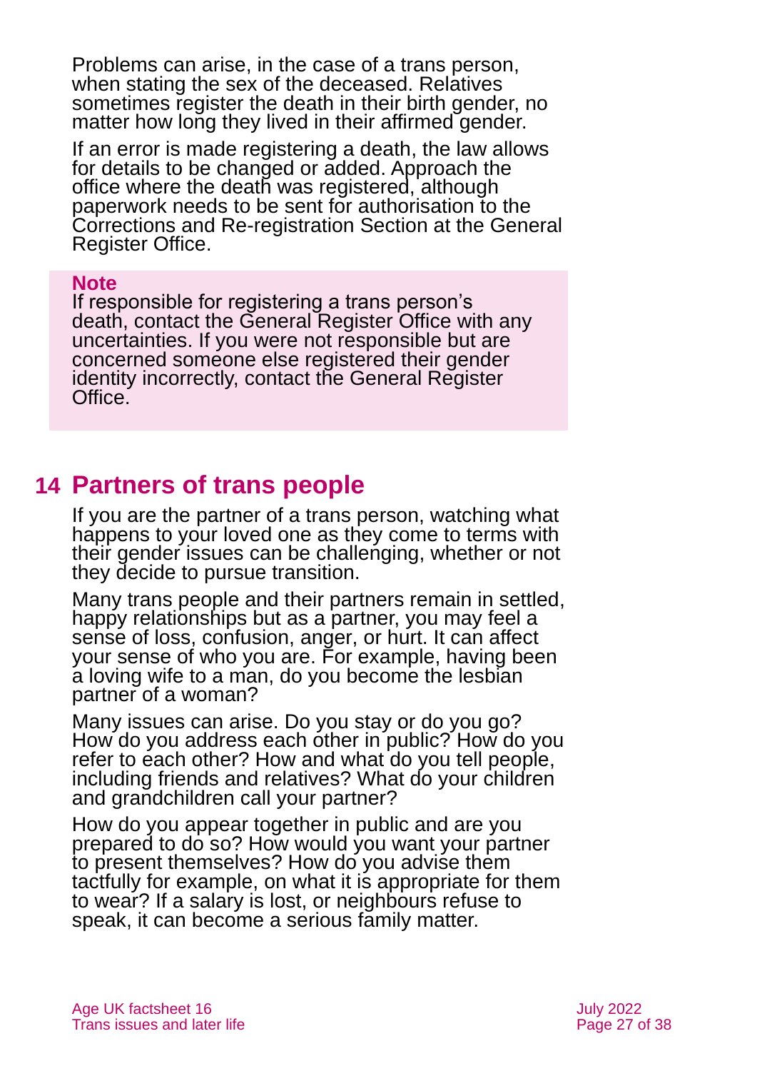Problems can arise, in the case of a trans person, when stating the sex of the deceased. Relatives sometimes register the death in their birth gender, no matter how long they lived in their affirmed gender.

If an error is made registering a death, the law allows for details to be changed or added. Approach the office where the death was registered, although paperwork needs to be sent for authorisation to the Corrections and Re-registration Section at the General Register Office.

> **Note**
> If responsible for registering a trans person's death, contact the General Register Office with any uncertainties. If you were not responsible but are concerned someone else registered their gender identity incorrectly, contact the General Register Office.

## 14 Partners of trans people

If you are the partner of a trans person, watching what happens to your loved one as they come to terms with their gender issues can be challenging, whether or not they decide to pursue transition.

Many trans people and their partners remain in settled, happy relationships but as a partner, you may feel a sense of loss, confusion, anger, or hurt. It can affect your sense of who you are. For example, having been a loving wife to a man, do you become the lesbian partner of a woman?

Many issues can arise. Do you stay or do you go? How do you address each other in public? How do you refer to each other? How and what do you tell people, including friends and relatives? What do your children and grandchildren call your partner?

How do you appear together in public and are you prepared to do so? How would you want your partner to present themselves? How do you advise them tactfully for example, on what it is appropriate for them to wear? If a salary is lost, or neighbours refuse to speak, it can become a serious family matter.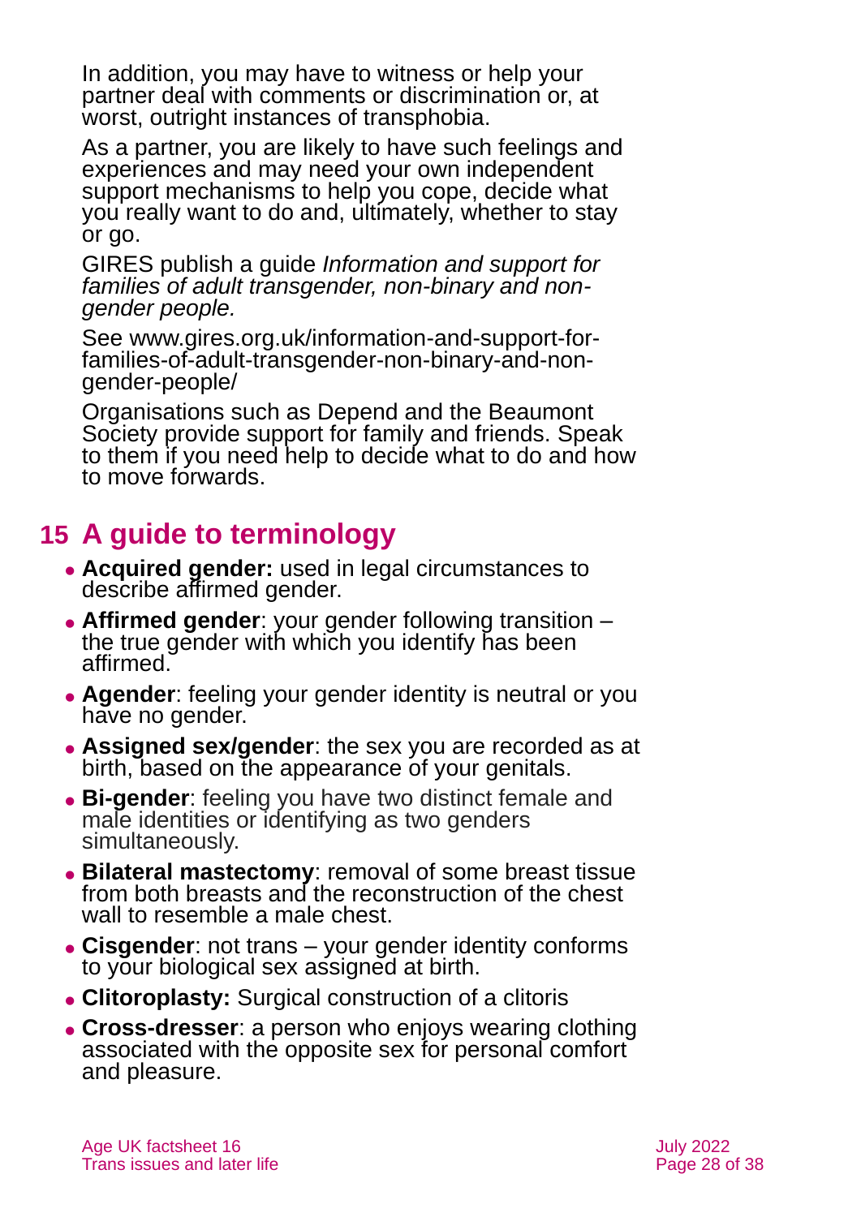In addition, you may have to witness or help your partner deal with comments or discrimination or, at worst, outright instances of transphobia.

As a partner, you are likely to have such feelings and experiences and may need your own independent support mechanisms to help you cope, decide what you really want to do and, ultimately, whether to stay or go.

GIRES publish a guide *Information and support for families of adult transgender, non-binary and non-gender people.*

See www.gires.org.uk/information-and-support-for-families-of-adult-transgender-non-binary-and-non-gender-people/

Organisations such as Depend and the Beaumont Society provide support for family and friends. Speak to them if you need help to decide what to do and how to move forwards.

## 15 A guide to terminology

- **Acquired gender:** used in legal circumstances to describe affirmed gender.
- **Affirmed gender**: your gender following transition – the true gender with which you identify has been affirmed.
- **Agender**: feeling your gender identity is neutral or you have no gender.
- **Assigned sex/gender**: the sex you are recorded as at birth, based on the appearance of your genitals.
- **Bi-gender**: feeling you have two distinct female and male identities or identifying as two genders simultaneously.
- **Bilateral mastectomy**: removal of some breast tissue from both breasts and the reconstruction of the chest wall to resemble a male chest.
- **Cisgender**: not trans – your gender identity conforms to your biological sex assigned at birth.
- **Clitoroplasty:** Surgical construction of a clitoris
- **Cross-dresser**: a person who enjoys wearing clothing associated with the opposite sex for personal comfort and pleasure.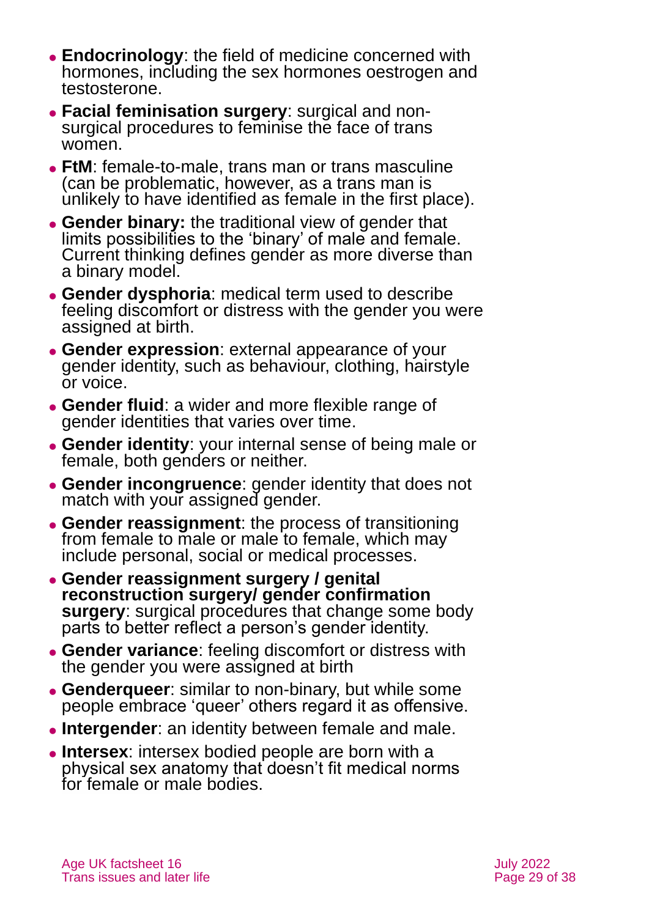- **Endocrinology**: the field of medicine concerned with hormones, including the sex hormones oestrogen and testosterone.
- **Facial feminisation surgery**: surgical and non-surgical procedures to feminise the face of trans women.
- **FtM**: female-to-male, trans man or trans masculine (can be problematic, however, as a trans man is unlikely to have identified as female in the first place).
- **Gender binary:** the traditional view of gender that limits possibilities to the 'binary' of male and female. Current thinking defines gender as more diverse than a binary model.
- **Gender dysphoria**: medical term used to describe feeling discomfort or distress with the gender you were assigned at birth.
- **Gender expression**: external appearance of your gender identity, such as behaviour, clothing, hairstyle or voice.
- **Gender fluid**: a wider and more flexible range of gender identities that varies over time.
- **Gender identity**: your internal sense of being male or female, both genders or neither.
- **Gender incongruence**: gender identity that does not match with your assigned gender.
- **Gender reassignment**: the process of transitioning from female to male or male to female, which may include personal, social or medical processes.
- **Gender reassignment surgery / genital reconstruction surgery/ gender confirmation surgery**: surgical procedures that change some body parts to better reflect a person's gender identity.
- **Gender variance**: feeling discomfort or distress with the gender you were assigned at birth
- **Genderqueer**: similar to non-binary, but while some people embrace 'queer' others regard it as offensive.
- **Intergender**: an identity between female and male.
- **Intersex**: intersex bodied people are born with a physical sex anatomy that doesn't fit medical norms for female or male bodies.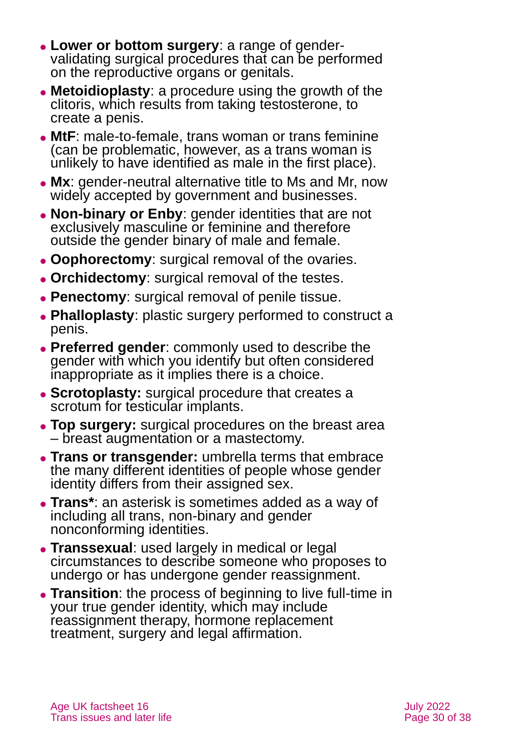- **Lower or bottom surgery**: a range of gender-validating surgical procedures that can be performed on the reproductive organs or genitals.
- **Metoidioplasty**: a procedure using the growth of the clitoris, which results from taking testosterone, to create a penis.
- **MtF**: male-to-female, trans woman or trans feminine (can be problematic, however, as a trans woman is unlikely to have identified as male in the first place).
- **Mx**: gender-neutral alternative title to Ms and Mr, now widely accepted by government and businesses.
- **Non-binary or Enby**: gender identities that are not exclusively masculine or feminine and therefore outside the gender binary of male and female.
- **Oophorectomy**: surgical removal of the ovaries.
- **Orchidectomy**: surgical removal of the testes.
- **Penectomy**: surgical removal of penile tissue.
- **Phalloplasty**: plastic surgery performed to construct a penis.
- **Preferred gender**: commonly used to describe the gender with which you identify but often considered inappropriate as it implies there is a choice.
- **Scrotoplasty:** surgical procedure that creates a scrotum for testicular implants.
- **Top surgery:** surgical procedures on the breast area – breast augmentation or a mastectomy.
- **Trans or transgender:** umbrella terms that embrace the many different identities of people whose gender identity differs from their assigned sex.
- **Trans***: an asterisk is sometimes added as a way of including all trans, non-binary and gender nonconforming identities.
- **Transsexual**: used largely in medical or legal circumstances to describe someone who proposes to undergo or has undergone gender reassignment.
- **Transition**: the process of beginning to live full-time in your true gender identity, which may include reassignment therapy, hormone replacement treatment, surgery and legal affirmation.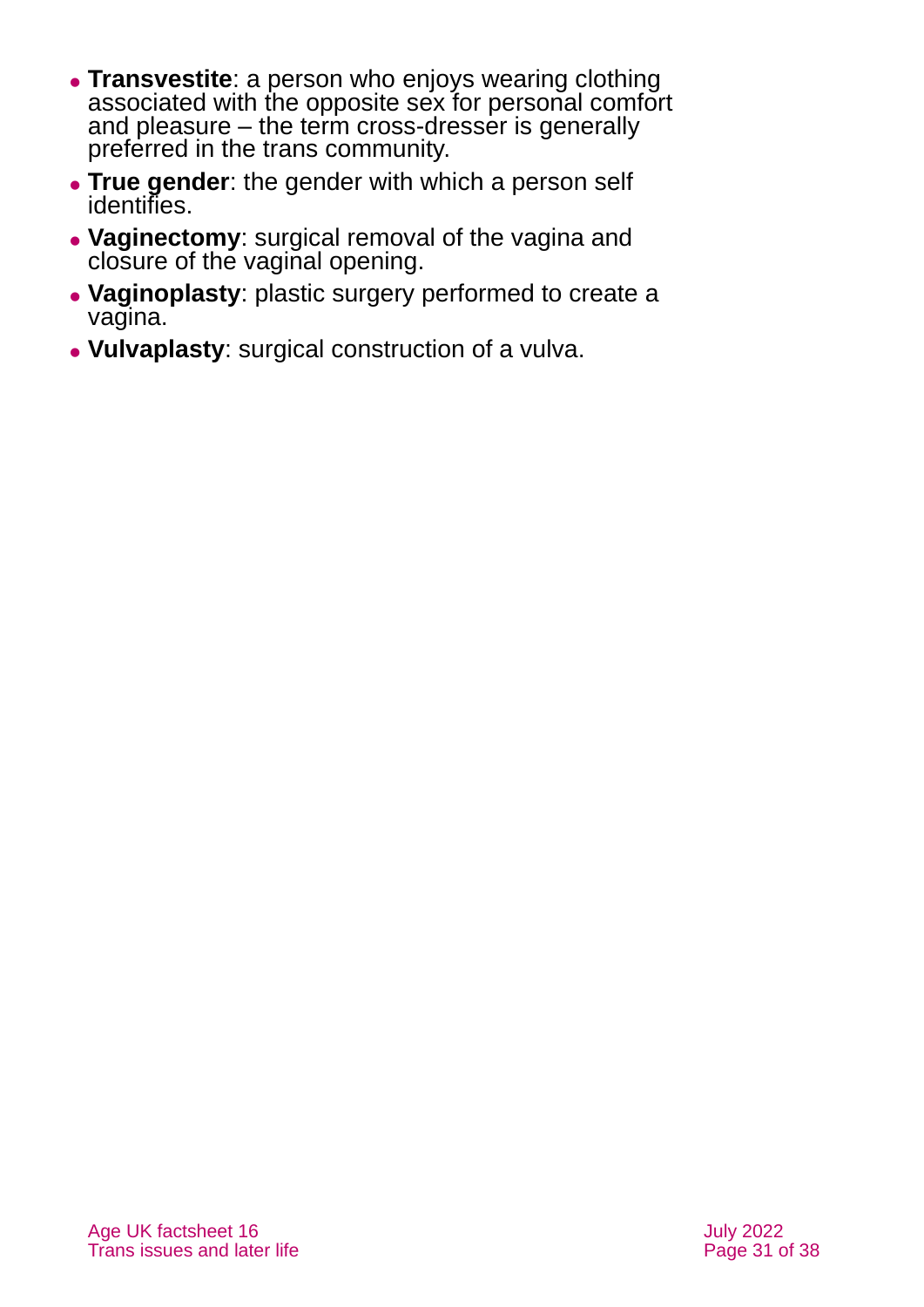- **Transvestite**: a person who enjoys wearing clothing associated with the opposite sex for personal comfort and pleasure – the term cross-dresser is generally preferred in the trans community.
- **True gender**: the gender with which a person self identifies.
- **Vaginectomy**: surgical removal of the vagina and closure of the vaginal opening.
- **Vaginoplasty**: plastic surgery performed to create a vagina.
- **Vulvaplasty**: surgical construction of a vulva.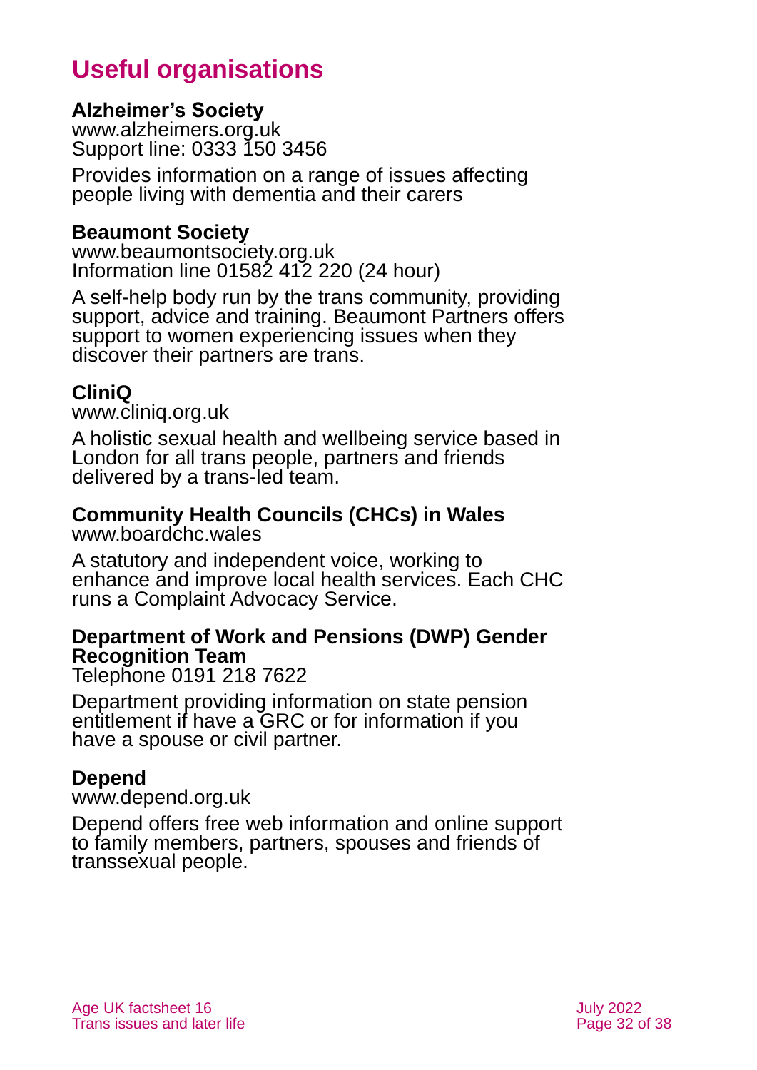# Useful organisations

**Alzheimer's Society**
www.alzheimers.org.uk
Support line: 0333 150 3456

Provides information on a range of issues affecting people living with dementia and their carers

**Beaumont Society**
www.beaumontsociety.org.uk
Information line 01582 412 220 (24 hour)

A self-help body run by the trans community, providing support, advice and training. Beaumont Partners offers support to women experiencing issues when they discover their partners are trans.

**CliniQ**
www.cliniq.org.uk

A holistic sexual health and wellbeing service based in London for all trans people, partners and friends delivered by a trans-led team.

**Community Health Councils (CHCs) in Wales**
www.boardchc.wales

A statutory and independent voice, working to enhance and improve local health services. Each CHC runs a Complaint Advocacy Service.

**Department of Work and Pensions (DWP) Gender Recognition Team**
Telephone 0191 218 7622

Department providing information on state pension entitlement if have a GRC or for information if you have a spouse or civil partner.

**Depend**
www.depend.org.uk

Depend offers free web information and online support to family members, partners, spouses and friends of transsexual people.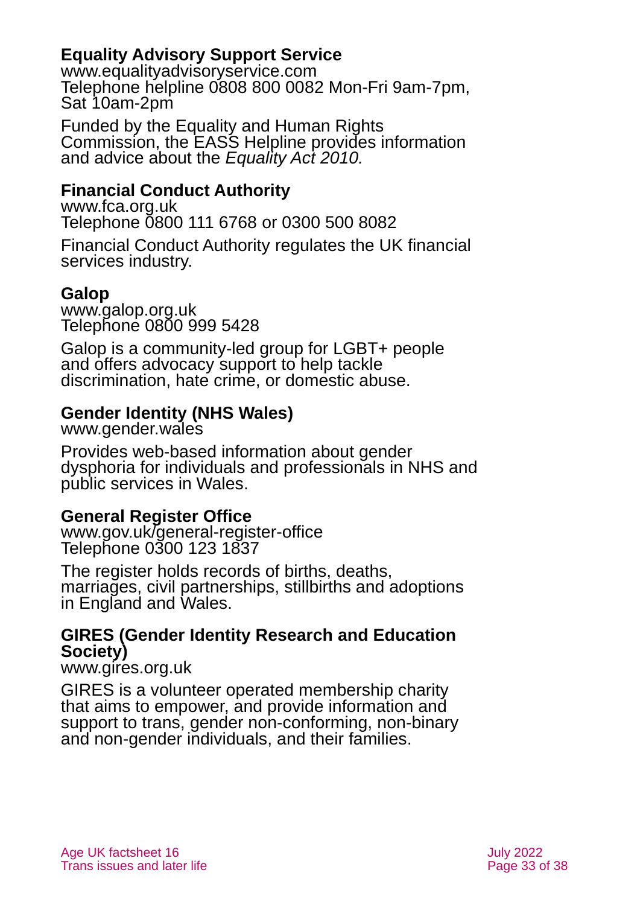### Equality Advisory Support Service

www.equalityadvisoryservice.com
Telephone helpline 0808 800 0082 Mon-Fri 9am-7pm, Sat 10am-2pm

Funded by the Equality and Human Rights Commission, the EASS Helpline provides information and advice about the *Equality Act 2010.*

### Financial Conduct Authority

www.fca.org.uk
Telephone 0800 111 6768 or 0300 500 8082

Financial Conduct Authority regulates the UK financial services industry.

### Galop

www.galop.org.uk
Telephone 0800 999 5428

Galop is a community-led group for LGBT+ people and offers advocacy support to help tackle discrimination, hate crime, or domestic abuse.

### Gender Identity (NHS Wales)

www.gender.wales

Provides web-based information about gender dysphoria for individuals and professionals in NHS and public services in Wales.

### General Register Office

www.gov.uk/general-register-office
Telephone 0300 123 1837

The register holds records of births, deaths, marriages, civil partnerships, stillbirths and adoptions in England and Wales.

### GIRES (Gender Identity Research and Education Society)

www.gires.org.uk

GIRES is a volunteer operated membership charity that aims to empower, and provide information and support to trans, gender non-conforming, non-binary and non-gender individuals, and their families.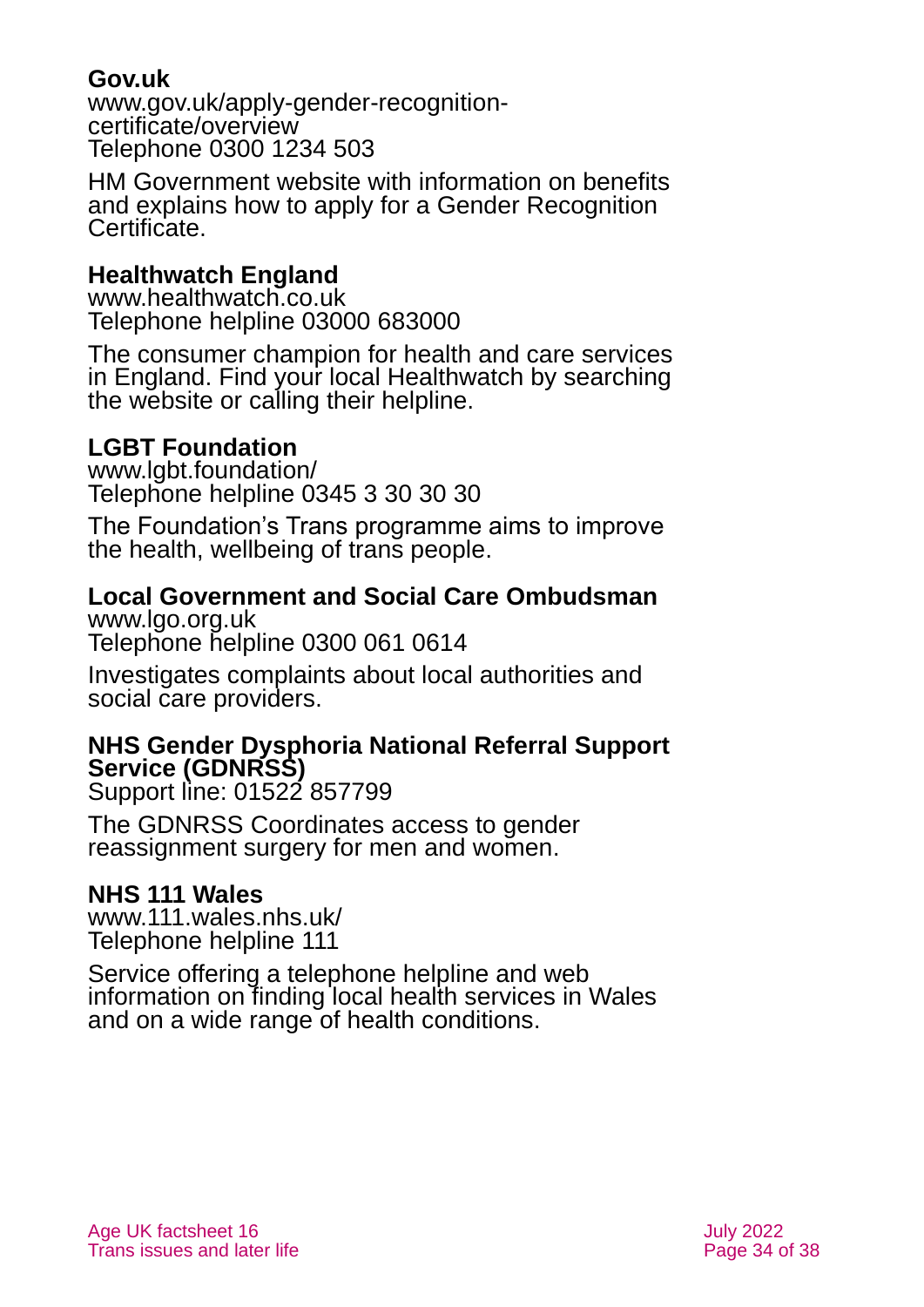**Gov.uk**
www.gov.uk/apply-gender-recognition-certificate/overview
Telephone 0300 1234 503

HM Government website with information on benefits and explains how to apply for a Gender Recognition Certificate.

**Healthwatch England**
www.healthwatch.co.uk
Telephone helpline 03000 683000

The consumer champion for health and care services in England. Find your local Healthwatch by searching the website or calling their helpline.

**LGBT Foundation**
www.lgbt.foundation/
Telephone helpline 0345 3 30 30 30

The Foundation's Trans programme aims to improve the health, wellbeing of trans people.

**Local Government and Social Care Ombudsman**
www.lgo.org.uk
Telephone helpline 0300 061 0614

Investigates complaints about local authorities and social care providers.

**NHS Gender Dysphoria National Referral Support Service (GDNRSS)**
Support line: 01522 857799

The GDNRSS Coordinates access to gender reassignment surgery for men and women.

**NHS 111 Wales**
www.111.wales.nhs.uk/
Telephone helpline 111

Service offering a telephone helpline and web information on finding local health services in Wales and on a wide range of health conditions.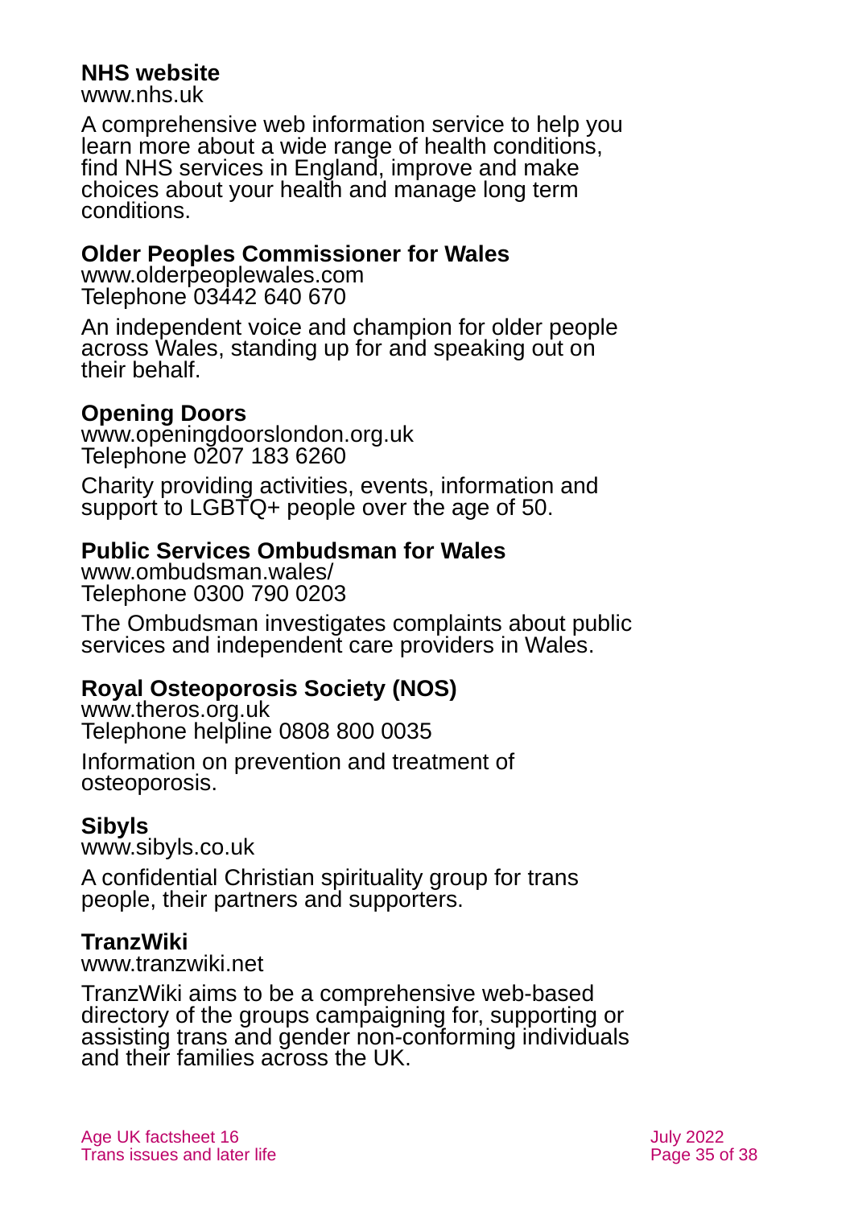**NHS website**
www.nhs.uk

A comprehensive web information service to help you learn more about a wide range of health conditions, find NHS services in England, improve and make choices about your health and manage long term conditions.

**Older Peoples Commissioner for Wales**
www.olderpeoplewales.com
Telephone 03442 640 670

An independent voice and champion for older people across Wales, standing up for and speaking out on their behalf.

**Opening Doors**
www.openingdoorslondon.org.uk
Telephone 0207 183 6260

Charity providing activities, events, information and support to LGBTQ+ people over the age of 50.

**Public Services Ombudsman for Wales**
www.ombudsman.wales/
Telephone 0300 790 0203

The Ombudsman investigates complaints about public services and independent care providers in Wales.

**Royal Osteoporosis Society (NOS)**
www.theros.org.uk
Telephone helpline 0808 800 0035

Information on prevention and treatment of osteoporosis.

**Sibyls**
www.sibyls.co.uk

A confidential Christian spirituality group for trans people, their partners and supporters.

**TranzWiki**
www.tranzwiki.net

TranzWiki aims to be a comprehensive web-based directory of the groups campaigning for, supporting or assisting trans and gender non-conforming individuals and their families across the UK.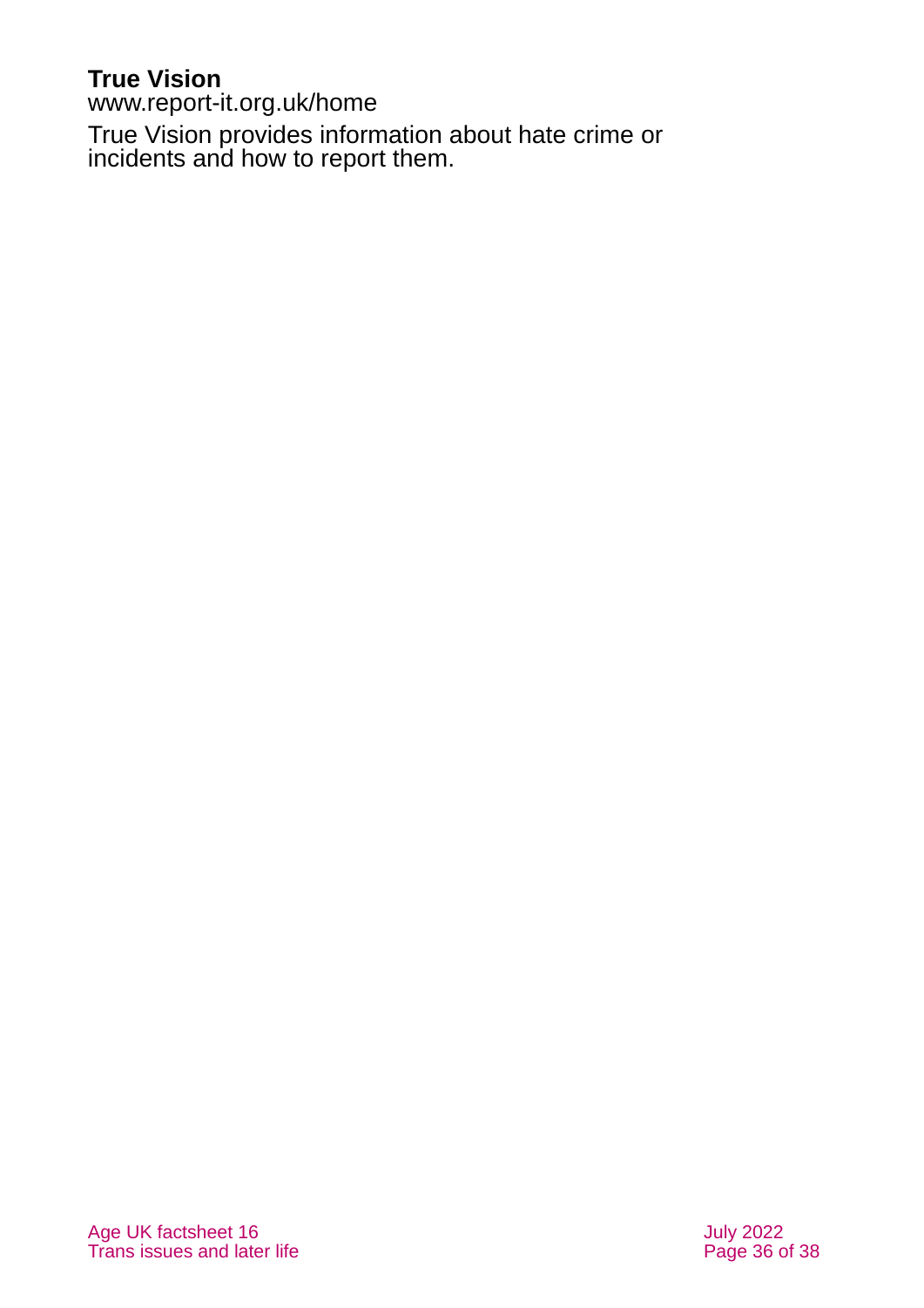**True Vision**
www.report-it.org.uk/home

True Vision provides information about hate crime or incidents and how to report them.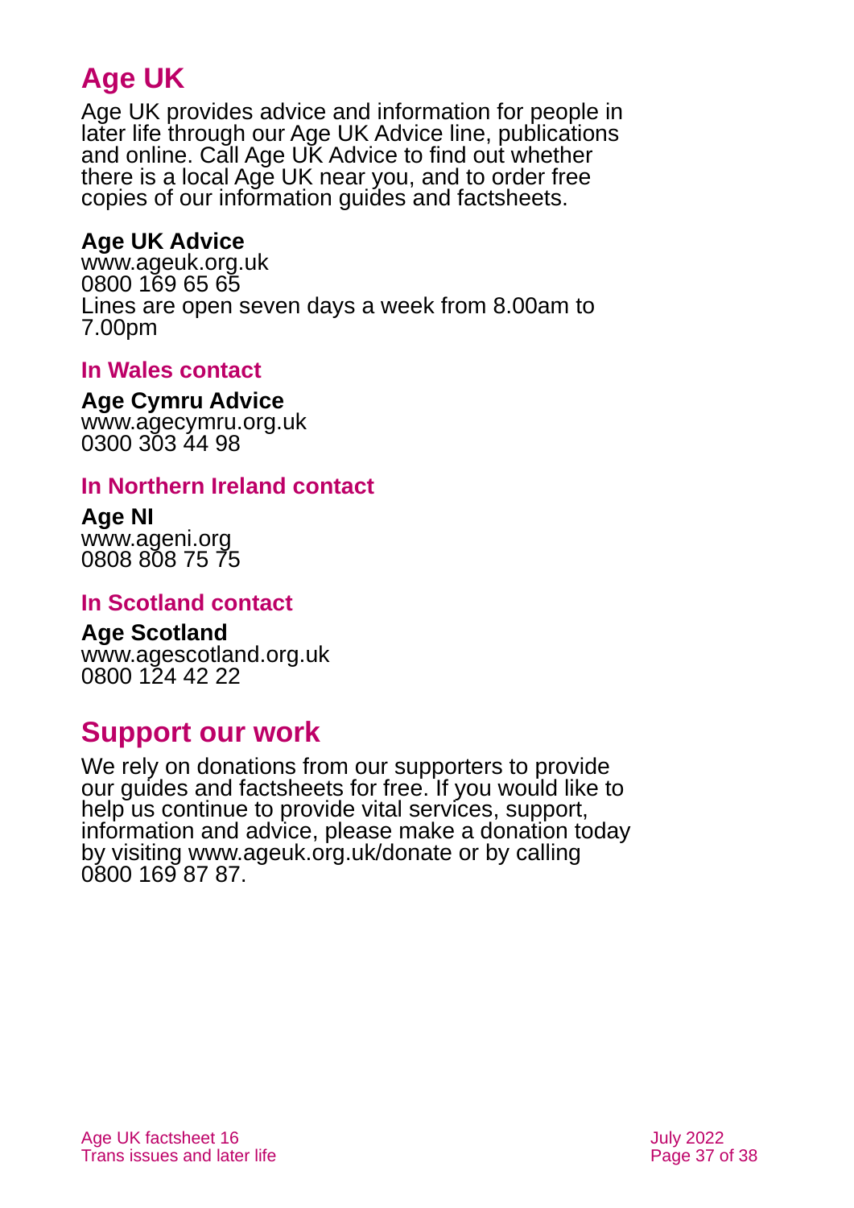## Age UK

Age UK provides advice and information for people in later life through our Age UK Advice line, publications and online. Call Age UK Advice to find out whether there is a local Age UK near you, and to order free copies of our information guides and factsheets.

**Age UK Advice**
www.ageuk.org.uk
0800 169 65 65
Lines are open seven days a week from 8.00am to 7.00pm

### In Wales contact

**Age Cymru Advice**
www.agecymru.org.uk
0300 303 44 98

### In Northern Ireland contact

**Age NI**
www.ageni.org
0808 808 75 75

### In Scotland contact

**Age Scotland**
www.agescotland.org.uk
0800 124 42 22

## Support our work

We rely on donations from our supporters to provide our guides and factsheets for free. If you would like to help us continue to provide vital services, support, information and advice, please make a donation today by visiting www.ageuk.org.uk/donate or by calling 0800 169 87 87.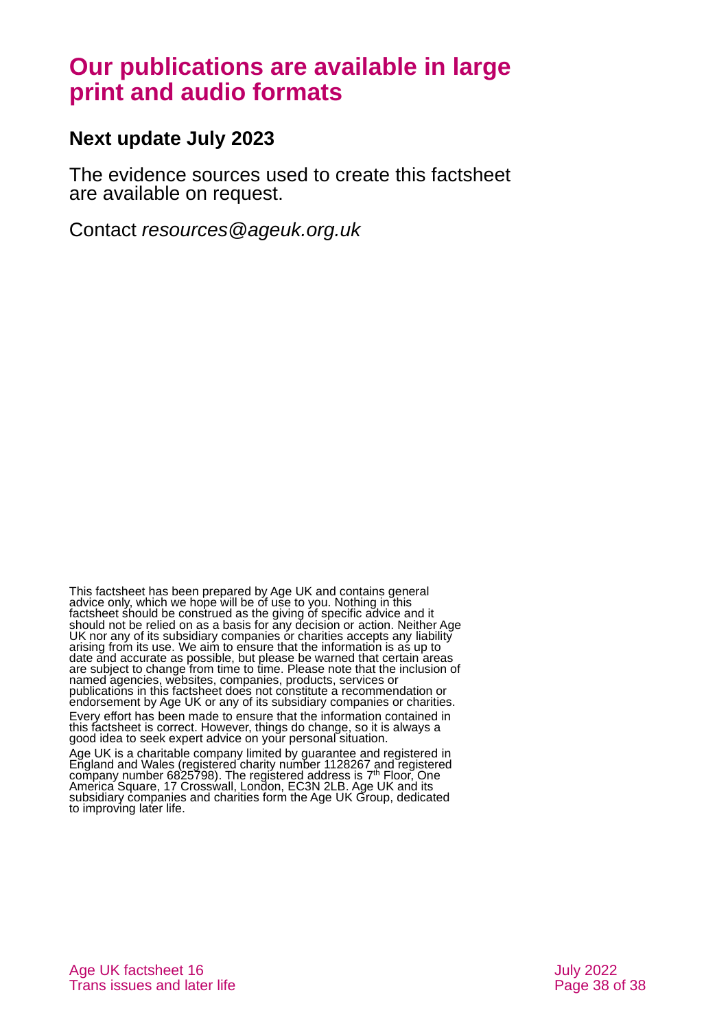# Our publications are available in large print and audio formats

## Next update July 2023

The evidence sources used to create this factsheet are available on request.

Contact *resources@ageuk.org.uk*

This factsheet has been prepared by Age UK and contains general advice only, which we hope will be of use to you. Nothing in this factsheet should be construed as the giving of specific advice and it should not be relied on as a basis for any decision or action. Neither Age UK nor any of its subsidiary companies or charities accepts any liability arising from its use. We aim to ensure that the information is as up to date and accurate as possible, but please be warned that certain areas are subject to change from time to time. Please note that the inclusion of named agencies, websites, companies, products, services or publications in this factsheet does not constitute a recommendation or endorsement by Age UK or any of its subsidiary companies or charities.

Every effort has been made to ensure that the information contained in this factsheet is correct. However, things do change, so it is always a good idea to seek expert advice on your personal situation.

Age UK is a charitable company limited by guarantee and registered in England and Wales (registered charity number 1128267 and registered company number 6825798). The registered address is 7th Floor, One America Square, 17 Crosswall, London, EC3N 2LB. Age UK and its subsidiary companies and charities form the Age UK Group, dedicated to improving later life.